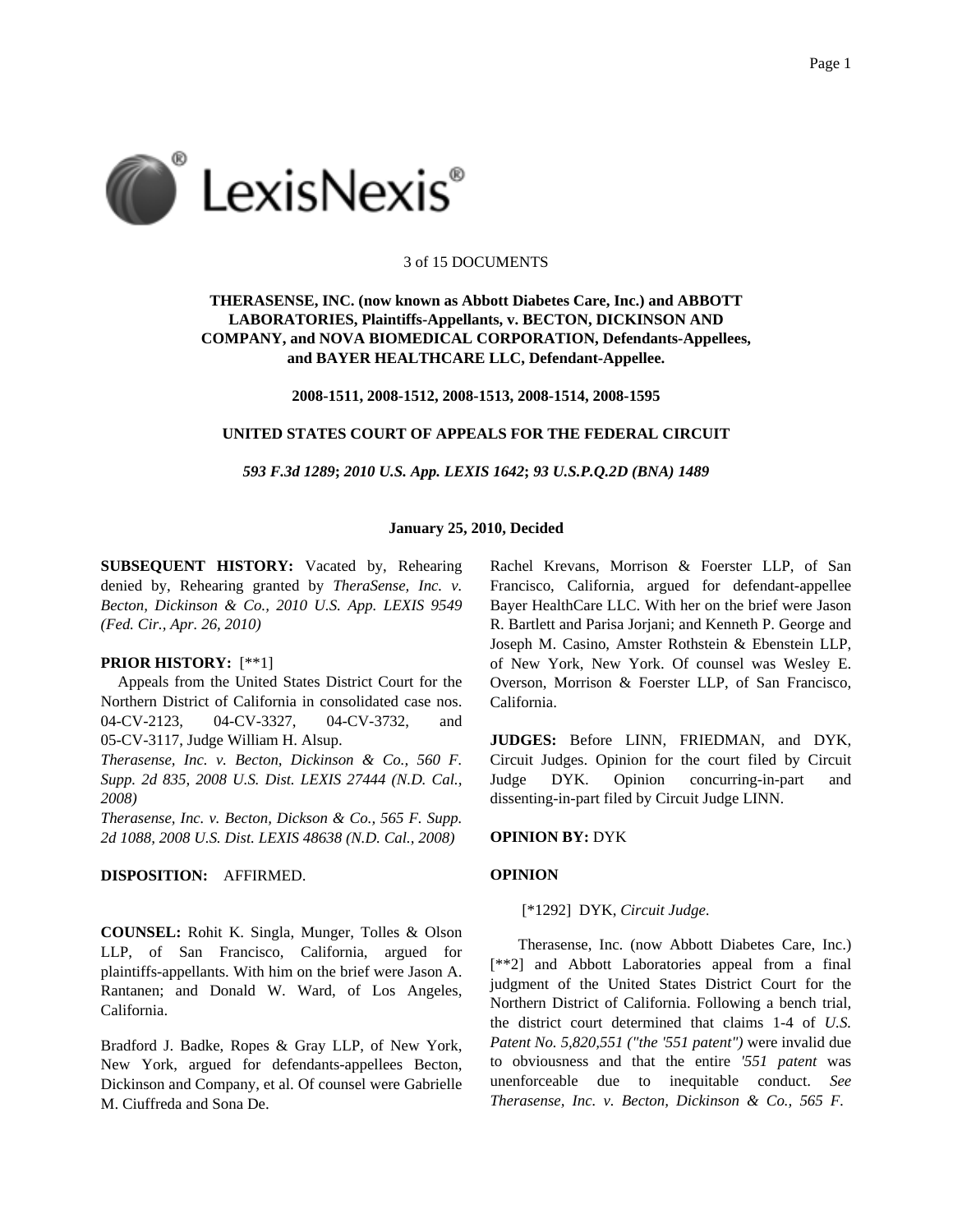3 of 15 DOCUMENTS

**THERASENSE, INC. (now known as Abbott Diabetes Care, Inc.) and ABBOTT LABORATORIES, Plaintiffs-Appellants, v. BECTON, DICKINSON AND COMPANY, and NOVA BIOMEDICAL CORPORATION, Defendants-Appellees, and BAYER HEALTHCARE LLC, Defendant-Appellee.**

**2008-1511, 2008-1512, 2008-1513, 2008-1514, 2008-1595**

**UNITED STATES COURT OF APPEALS FOR THE FEDERAL CIRCUIT**

***593 F.3d 1289*; *2010 U.S. App. LEXIS 1642*; *93 U.S.P.Q.2D (BNA) 1489***

**January 25, 2010, Decided**

**SUBSEQUENT HISTORY:** Vacated by, Rehearing denied by, Rehearing granted by *TheraSense, Inc. v. Becton, Dickinson & Co., 2010 U.S. App. LEXIS 9549 (Fed. Cir., Apr. 26, 2010)*

**PRIOR HISTORY:** [**1]

Appeals from the United States District Court for the Northern District of California in consolidated case nos. 04-CV-2123, 04-CV-3327, 04-CV-3732, and 05-CV-3117, Judge William H. Alsup.

*Therasense, Inc. v. Becton, Dickinson & Co., 560 F. Supp. 2d 835, 2008 U.S. Dist. LEXIS 27444 (N.D. Cal., 2008)*

*Therasense, Inc. v. Becton, Dickson & Co., 565 F. Supp. 2d 1088, 2008 U.S. Dist. LEXIS 48638 (N.D. Cal., 2008)*

**DISPOSITION:** AFFIRMED.

**COUNSEL:** Rohit K. Singla, Munger, Tolles & Olson LLP, of San Francisco, California, argued for plaintiffs-appellants. With him on the brief were Jason A. Rantanen; and Donald W. Ward, of Los Angeles, California.

Bradford J. Badke, Ropes & Gray LLP, of New York, New York, argued for defendants-appellees Becton, Dickinson and Company, et al. Of counsel were Gabrielle M. Ciuffreda and Sona De.

Rachel Krevans, Morrison & Foerster LLP, of San Francisco, California, argued for defendant-appellee Bayer HealthCare LLC. With her on the brief were Jason R. Bartlett and Parisa Jorjani; and Kenneth P. George and Joseph M. Casino, Amster Rothstein & Ebenstein LLP, of New York, New York. Of counsel was Wesley E. Overson, Morrison & Foerster LLP, of San Francisco, California.

**JUDGES:** Before LINN, FRIEDMAN, and DYK, Circuit Judges. Opinion for the court filed by Circuit Judge DYK. Opinion concurring-in-part and dissenting-in-part filed by Circuit Judge LINN.

**OPINION BY:** DYK

**OPINION**

[*1292] DYK, *Circuit Judge*.

Therasense, Inc. (now Abbott Diabetes Care, Inc.) [**2] and Abbott Laboratories appeal from a final judgment of the United States District Court for the Northern District of California. Following a bench trial, the district court determined that claims 1-4 of *U.S. Patent No. 5,820,551 ("the '551 patent")* were invalid due to obviousness and that the entire *'551 patent* was unenforceable due to inequitable conduct. *See Therasense, Inc. v. Becton, Dickinson & Co., 565 F.*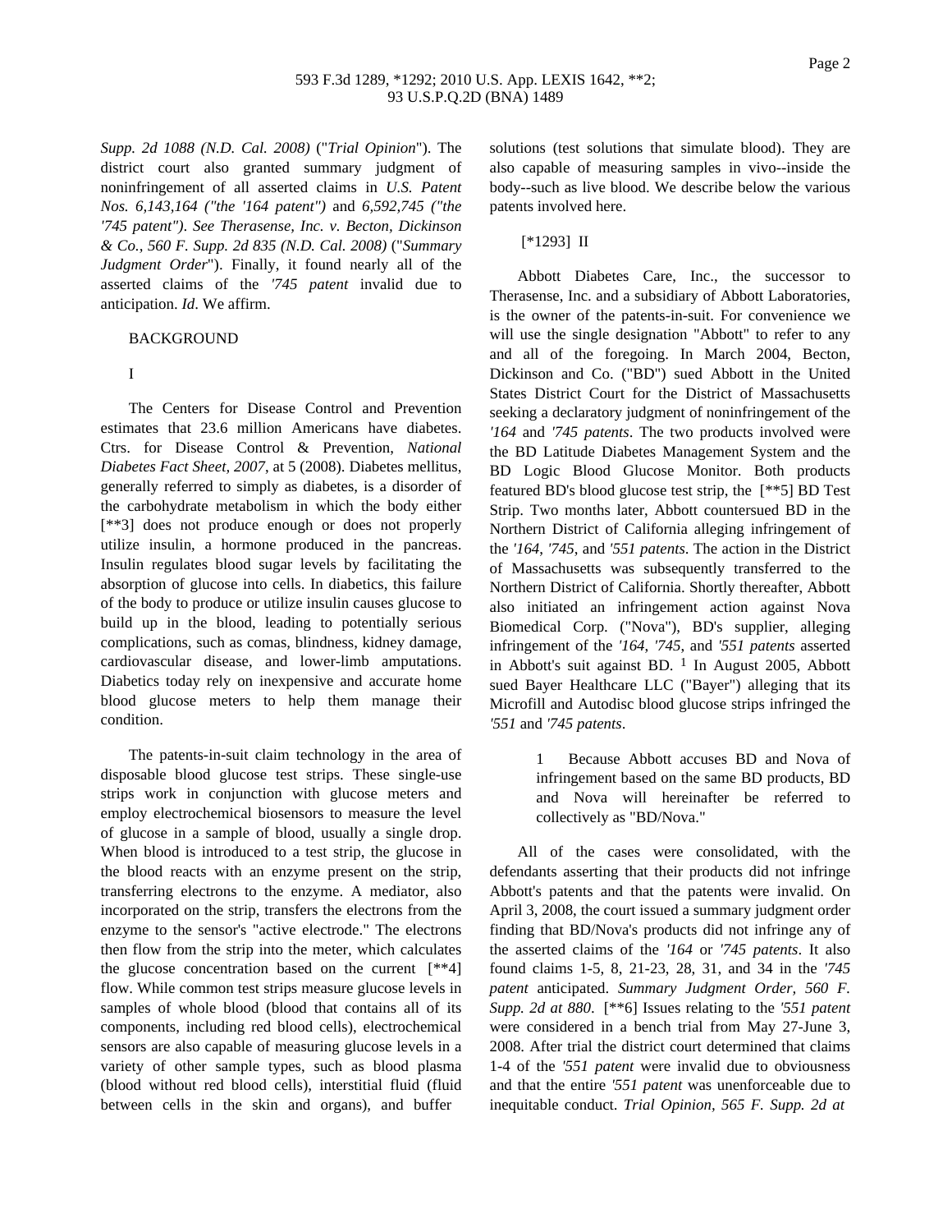*Supp. 2d 1088 (N.D. Cal. 2008)* ("*Trial Opinion*"). The district court also granted summary judgment of noninfringement of all asserted claims in *U.S. Patent Nos. 6,143,164 ("the '164 patent")* and *6,592,745 ("the '745 patent")*. *See Therasense, Inc. v. Becton, Dickinson & Co., 560 F. Supp. 2d 835 (N.D. Cal. 2008)* ("*Summary Judgment Order*"). Finally, it found nearly all of the asserted claims of the *'745 patent* invalid due to anticipation. *Id*. We affirm.

BACKGROUND

I

The Centers for Disease Control and Prevention estimates that 23.6 million Americans have diabetes. Ctrs. for Disease Control & Prevention, *National Diabetes Fact Sheet, 2007*, at 5 (2008). Diabetes mellitus, generally referred to simply as diabetes, is a disorder of the carbohydrate metabolism in which the body either [**3] does not produce enough or does not properly utilize insulin, a hormone produced in the pancreas. Insulin regulates blood sugar levels by facilitating the absorption of glucose into cells. In diabetics, this failure of the body to produce or utilize insulin causes glucose to build up in the blood, leading to potentially serious complications, such as comas, blindness, kidney damage, cardiovascular disease, and lower-limb amputations. Diabetics today rely on inexpensive and accurate home blood glucose meters to help them manage their condition.

The patents-in-suit claim technology in the area of disposable blood glucose test strips. These single-use strips work in conjunction with glucose meters and employ electrochemical biosensors to measure the level of glucose in a sample of blood, usually a single drop. When blood is introduced to a test strip, the glucose in the blood reacts with an enzyme present on the strip, transferring electrons to the enzyme. A mediator, also incorporated on the strip, transfers the electrons from the enzyme to the sensor's "active electrode." The electrons then flow from the strip into the meter, which calculates the glucose concentration based on the current [**4] flow. While common test strips measure glucose levels in samples of whole blood (blood that contains all of its components, including red blood cells), electrochemical sensors are also capable of measuring glucose levels in a variety of other sample types, such as blood plasma (blood without red blood cells), interstitial fluid (fluid between cells in the skin and organs), and buffer solutions (test solutions that simulate blood). They are also capable of measuring samples in vivo--inside the body--such as live blood. We describe below the various patents involved here.

[*1293] II

Abbott Diabetes Care, Inc., the successor to Therasense, Inc. and a subsidiary of Abbott Laboratories, is the owner of the patents-in-suit. For convenience we will use the single designation "Abbott" to refer to any and all of the foregoing. In March 2004, Becton, Dickinson and Co. ("BD") sued Abbott in the United States District Court for the District of Massachusetts seeking a declaratory judgment of noninfringement of the *'164* and *'745 patents*. The two products involved were the BD Latitude Diabetes Management System and the BD Logic Blood Glucose Monitor. Both products featured BD's blood glucose test strip, the [**5] BD Test Strip. Two months later, Abbott countersued BD in the Northern District of California alleging infringement of the *'164*, *'745*, and *'551 patents*. The action in the District of Massachusetts was subsequently transferred to the Northern District of California. Shortly thereafter, Abbott also initiated an infringement action against Nova Biomedical Corp. ("Nova"), BD's supplier, alleging infringement of the *'164, '745*, and *'551 patents* asserted in Abbott's suit against BD. [1] In August 2005, Abbott sued Bayer Healthcare LLC ("Bayer") alleging that its Microfill and Autodisc blood glucose strips infringed the *'551* and *'745 patents*.

> 1 Because Abbott accuses BD and Nova of infringement based on the same BD products, BD and Nova will hereinafter be referred to collectively as "BD/Nova."

All of the cases were consolidated, with the defendants asserting that their products did not infringe Abbott's patents and that the patents were invalid. On April 3, 2008, the court issued a summary judgment order finding that BD/Nova's products did not infringe any of the asserted claims of the *'164* or *'745 patents*. It also found claims 1-5, 8, 21-23, 28, 31, and 34 in the *'745 patent* anticipated. *Summary Judgment Order, 560 F. Supp. 2d at 880*. [**6] Issues relating to the *'551 patent* were considered in a bench trial from May 27-June 3, 2008. After trial the district court determined that claims 1-4 of the *'551 patent* were invalid due to obviousness and that the entire *'551 patent* was unenforceable due to inequitable conduct. *Trial Opinion, 565 F. Supp. 2d at*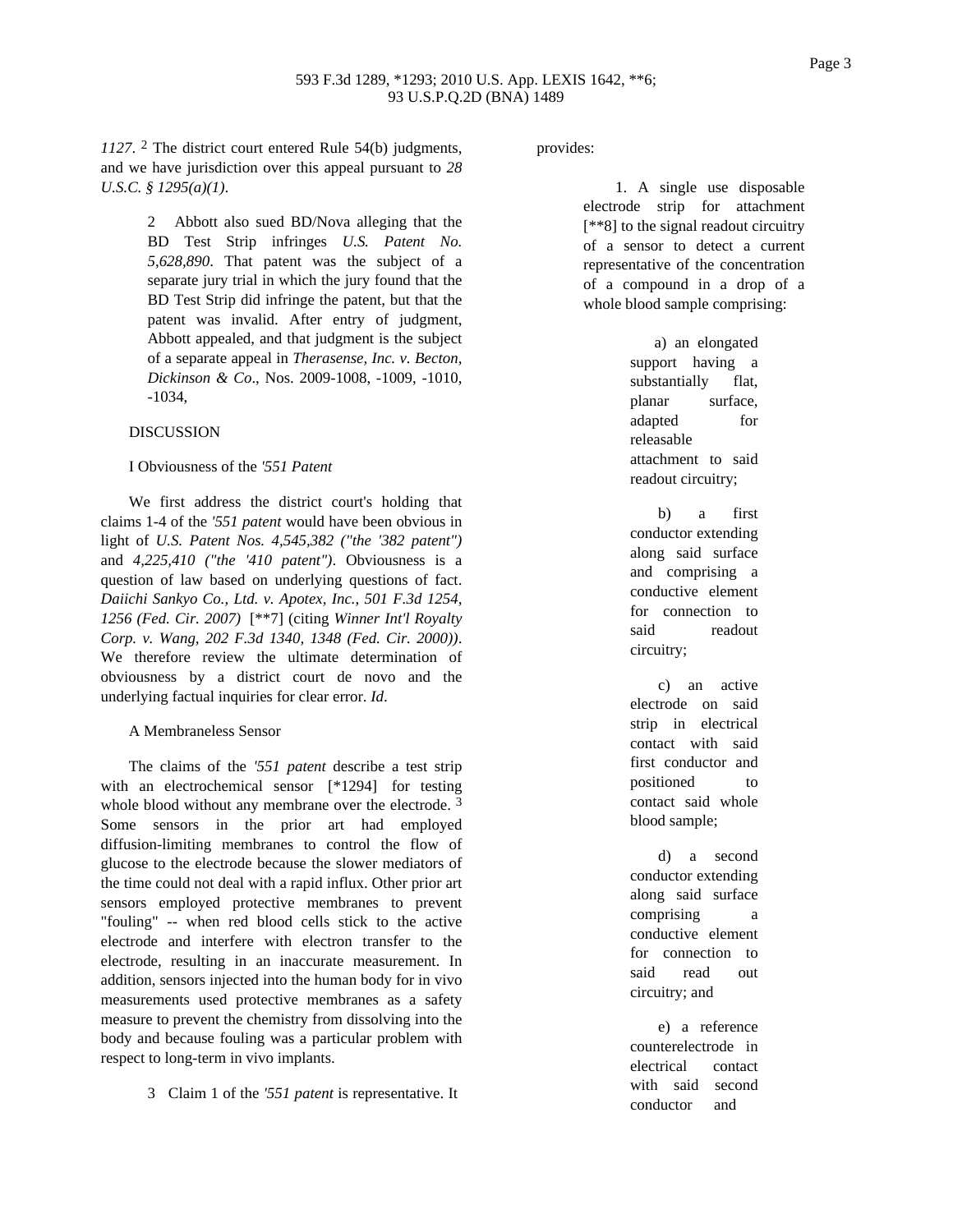*1127*. [2] The district court entered Rule 54(b) judgments, and we have jurisdiction over this appeal pursuant to *28 U.S.C. § 1295(a)(1)*.

> 2 Abbott also sued BD/Nova alleging that the BD Test Strip infringes *U.S. Patent No. 5,628,890*. That patent was the subject of a separate jury trial in which the jury found that the BD Test Strip did infringe the patent, but that the patent was invalid. After entry of judgment, Abbott appealed, and that judgment is the subject of a separate appeal in *Therasense, Inc. v. Becton, Dickinson & Co*., Nos. 2009-1008, -1009, -1010, -1034,

DISCUSSION

I Obviousness of the *'551 Patent*

We first address the district court's holding that claims 1-4 of the *'551 patent* would have been obvious in light of *U.S. Patent Nos. 4,545,382 ("the '382 patent")* and *4,225,410 ("the '410 patent")*. Obviousness is a question of law based on underlying questions of fact. *Daiichi Sankyo Co., Ltd. v. Apotex, Inc., 501 F.3d 1254, 1256 (Fed. Cir. 2007)* [**7] (citing *Winner Int'l Royalty Corp. v. Wang, 202 F.3d 1340, 1348 (Fed. Cir. 2000))*. We therefore review the ultimate determination of obviousness by a district court de novo and the underlying factual inquiries for clear error. *Id*.

A Membraneless Sensor

The claims of the *'551 patent* describe a test strip with an electrochemical sensor [*1294] for testing whole blood without any membrane over the electrode. [3] Some sensors in the prior art had employed diffusion-limiting membranes to control the flow of glucose to the electrode because the slower mediators of the time could not deal with a rapid influx. Other prior art sensors employed protective membranes to prevent "fouling" -- when red blood cells stick to the active electrode and interfere with electron transfer to the electrode, resulting in an inaccurate measurement. In addition, sensors injected into the human body for in vivo measurements used protective membranes as a safety measure to prevent the chemistry from dissolving into the body and because fouling was a particular problem with respect to long-term in vivo implants.

> 3 Claim 1 of the *'551 patent* is representative. It provides:
>
> > 1. A single use disposable electrode strip for attachment [**8] to the signal readout circuitry of a sensor to detect a current representative of the concentration of a compound in a drop of a whole blood sample comprising:
> >
> > > a) an elongated support having a substantially flat, planar surface, adapted for releasable attachment to said readout circuitry;
> > >
> > > b) a first conductor extending along said surface and comprising a conductive element for connection to said readout circuitry;
> > >
> > > c) an active electrode on said strip in electrical contact with said first conductor and positioned to contact said whole blood sample;
> > >
> > > d) a second conductor extending along said surface comprising a conductive element for connection to said read out circuitry; and
> > >
> > > e) a reference counterelectrode in electrical contact with said second conductor and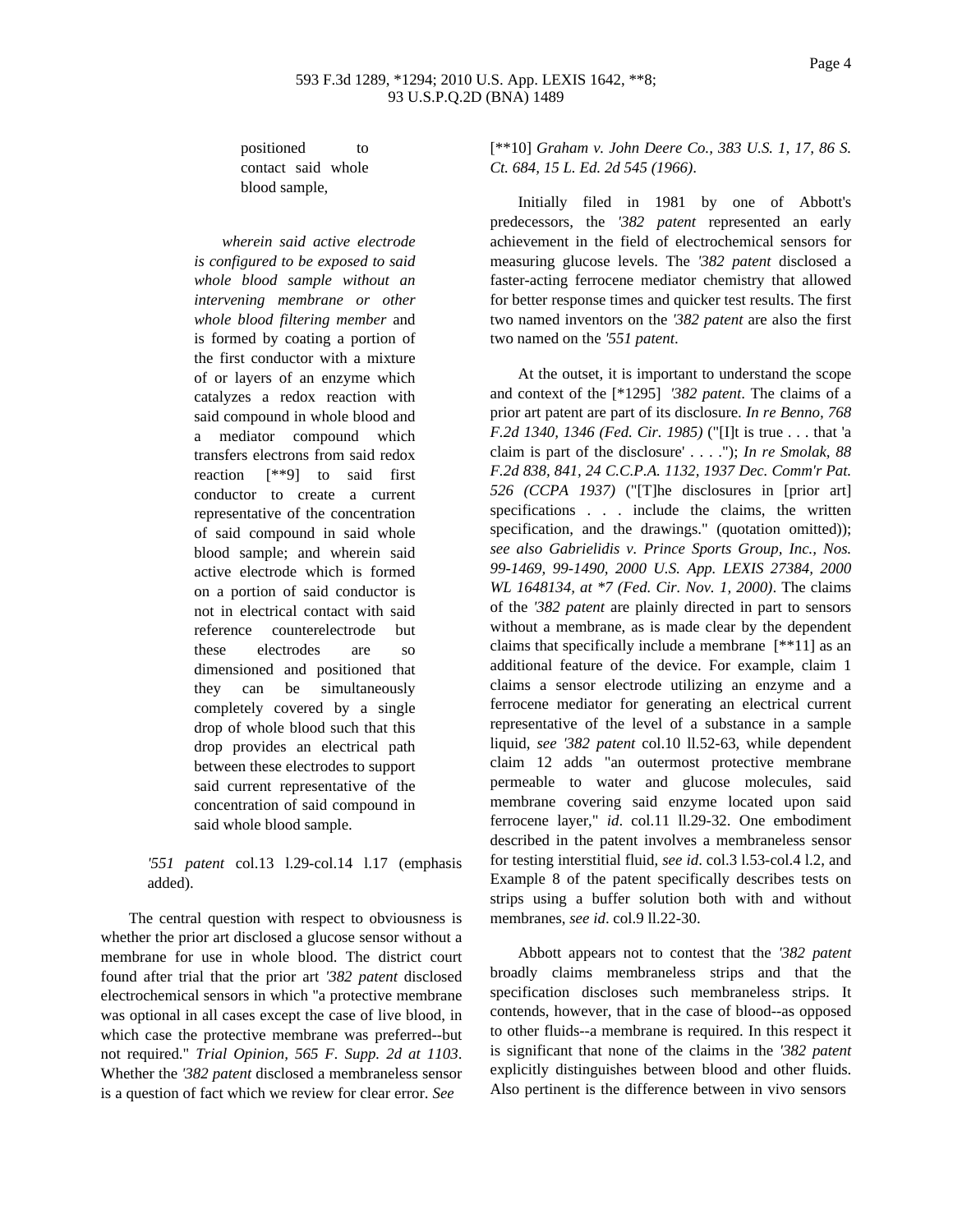positioned to contact said whole blood sample,

> *wherein said active electrode is configured to be exposed to said whole blood sample without an intervening membrane or other whole blood filtering member* and is formed by coating a portion of the first conductor with a mixture of or layers of an enzyme which catalyzes a redox reaction with said compound in whole blood and a mediator compound which transfers electrons from said redox reaction [**9] to said first conductor to create a current representative of the concentration of said compound in said whole blood sample; and wherein said active electrode which is formed on a portion of said conductor is not in electrical contact with said reference counterelectrode but these electrodes are so dimensioned and positioned that they can be simultaneously completely covered by a single drop of whole blood such that this drop provides an electrical path between these electrodes to support said current representative of the concentration of said compound in said whole blood sample.

*'551 patent* col.13 l.29-col.14 l.17 (emphasis added).

The central question with respect to obviousness is whether the prior art disclosed a glucose sensor without a membrane for use in whole blood. The district court found after trial that the prior art *'382 patent* disclosed electrochemical sensors in which "a protective membrane was optional in all cases except the case of live blood, in which case the protective membrane was preferred--but not required." *Trial Opinion, 565 F. Supp. 2d at 1103*. Whether the *'382 patent* disclosed a membraneless sensor is a question of fact which we review for clear error. *See* [**10] *Graham v. John Deere Co., 383 U.S. 1, 17, 86 S. Ct. 684, 15 L. Ed. 2d 545 (1966)*.

Initially filed in 1981 by one of Abbott's predecessors, the *'382 patent* represented an early achievement in the field of electrochemical sensors for measuring glucose levels. The *'382 patent* disclosed a faster-acting ferrocene mediator chemistry that allowed for better response times and quicker test results. The first two named inventors on the *'382 patent* are also the first two named on the *'551 patent*.

At the outset, it is important to understand the scope and context of the [*1295] *'382 patent*. The claims of a prior art patent are part of its disclosure. *In re Benno, 768 F.2d 1340, 1346 (Fed. Cir. 1985)* ("[I]t is true . . . that 'a claim is part of the disclosure' . . . ."); *In re Smolak, 88 F.2d 838, 841, 24 C.C.P.A. 1132, 1937 Dec. Comm'r Pat. 526 (CCPA 1937)* ("[T]he disclosures in [prior art] specifications . . . include the claims, the written specification, and the drawings." (quotation omitted)); *see also Gabrielidis v. Prince Sports Group, Inc., Nos. 99-1469, 99-1490, 2000 U.S. App. LEXIS 27384, 2000 WL 1648134, at *7 (Fed. Cir. Nov. 1, 2000)*. The claims of the *'382 patent* are plainly directed in part to sensors without a membrane, as is made clear by the dependent claims that specifically include a membrane [**11] as an additional feature of the device. For example, claim 1 claims a sensor electrode utilizing an enzyme and a ferrocene mediator for generating an electrical current representative of the level of a substance in a sample liquid, *see '382 patent* col.10 ll.52-63, while dependent claim 12 adds "an outermost protective membrane permeable to water and glucose molecules, said membrane covering said enzyme located upon said ferrocene layer," *id*. col.11 ll.29-32. One embodiment described in the patent involves a membraneless sensor for testing interstitial fluid, *see id*. col.3 l.53-col.4 l.2, and Example 8 of the patent specifically describes tests on strips using a buffer solution both with and without membranes, *see id*. col.9 ll.22-30.

Abbott appears not to contest that the *'382 patent* broadly claims membraneless strips and that the specification discloses such membraneless strips. It contends, however, that in the case of blood--as opposed to other fluids--a membrane is required. In this respect it is significant that none of the claims in the *'382 patent* explicitly distinguishes between blood and other fluids. Also pertinent is the difference between in vivo sensors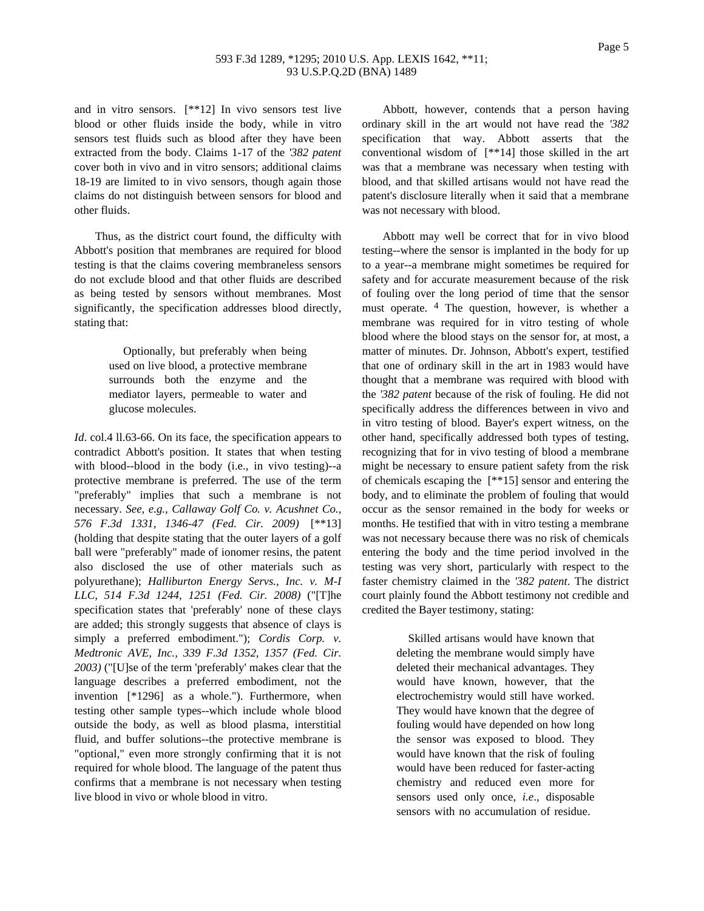and in vitro sensors. [**12] In vivo sensors test live blood or other fluids inside the body, while in vitro sensors test fluids such as blood after they have been extracted from the body. Claims 1-17 of the *'382 patent* cover both in vivo and in vitro sensors; additional claims 18-19 are limited to in vivo sensors, though again those claims do not distinguish between sensors for blood and other fluids.

Thus, as the district court found, the difficulty with Abbott's position that membranes are required for blood testing is that the claims covering membraneless sensors do not exclude blood and that other fluids are described as being tested by sensors without membranes. Most significantly, the specification addresses blood directly, stating that:

> Optionally, but preferably when being used on live blood, a protective membrane surrounds both the enzyme and the mediator layers, permeable to water and glucose molecules.

*Id*. col.4 ll.63-66. On its face, the specification appears to contradict Abbott's position. It states that when testing with blood--blood in the body (i.e., in vivo testing)--a protective membrane is preferred. The use of the term "preferably" implies that such a membrane is not necessary. *See, e.g., Callaway Golf Co. v. Acushnet Co., 576 F.3d 1331, 1346-47 (Fed. Cir. 2009)* [**13] (holding that despite stating that the outer layers of a golf ball were "preferably" made of ionomer resins, the patent also disclosed the use of other materials such as polyurethane); *Halliburton Energy Servs., Inc. v. M-I LLC, 514 F.3d 1244, 1251 (Fed. Cir. 2008)* ("[T]he specification states that 'preferably' none of these clays are added; this strongly suggests that absence of clays is simply a preferred embodiment."); *Cordis Corp. v. Medtronic AVE, Inc., 339 F.3d 1352, 1357 (Fed. Cir. 2003)* ("[U]se of the term 'preferably' makes clear that the language describes a preferred embodiment, not the invention [*1296] as a whole."). Furthermore, when testing other sample types--which include whole blood outside the body, as well as blood plasma, interstitial fluid, and buffer solutions--the protective membrane is "optional," even more strongly confirming that it is not required for whole blood. The language of the patent thus confirms that a membrane is not necessary when testing live blood in vivo or whole blood in vitro.

Abbott, however, contends that a person having ordinary skill in the art would not have read the *'382* specification that way. Abbott asserts that the conventional wisdom of [**14] those skilled in the art was that a membrane was necessary when testing with blood, and that skilled artisans would not have read the patent's disclosure literally when it said that a membrane was not necessary with blood.

Abbott may well be correct that for in vivo blood testing--where the sensor is implanted in the body for up to a year--a membrane might sometimes be required for safety and for accurate measurement because of the risk of fouling over the long period of time that the sensor must operate. [4] The question, however, is whether a membrane was required for in vitro testing of whole blood where the blood stays on the sensor for, at most, a matter of minutes. Dr. Johnson, Abbott's expert, testified that one of ordinary skill in the art in 1983 would have thought that a membrane was required with blood with the *'382 patent* because of the risk of fouling. He did not specifically address the differences between in vivo and in vitro testing of blood. Bayer's expert witness, on the other hand, specifically addressed both types of testing, recognizing that for in vivo testing of blood a membrane might be necessary to ensure patient safety from the risk of chemicals escaping the [**15] sensor and entering the body, and to eliminate the problem of fouling that would occur as the sensor remained in the body for weeks or months. He testified that with in vitro testing a membrane was not necessary because there was no risk of chemicals entering the body and the time period involved in the testing was very short, particularly with respect to the faster chemistry claimed in the *'382 patent*. The district court plainly found the Abbott testimony not credible and credited the Bayer testimony, stating:

> Skilled artisans would have known that deleting the membrane would simply have deleted their mechanical advantages. They would have known, however, that the electrochemistry would still have worked. They would have known that the degree of fouling would have depended on how long the sensor was exposed to blood. They would have known that the risk of fouling would have been reduced for faster-acting chemistry and reduced even more for sensors used only once, *i.e*., disposable sensors with no accumulation of residue.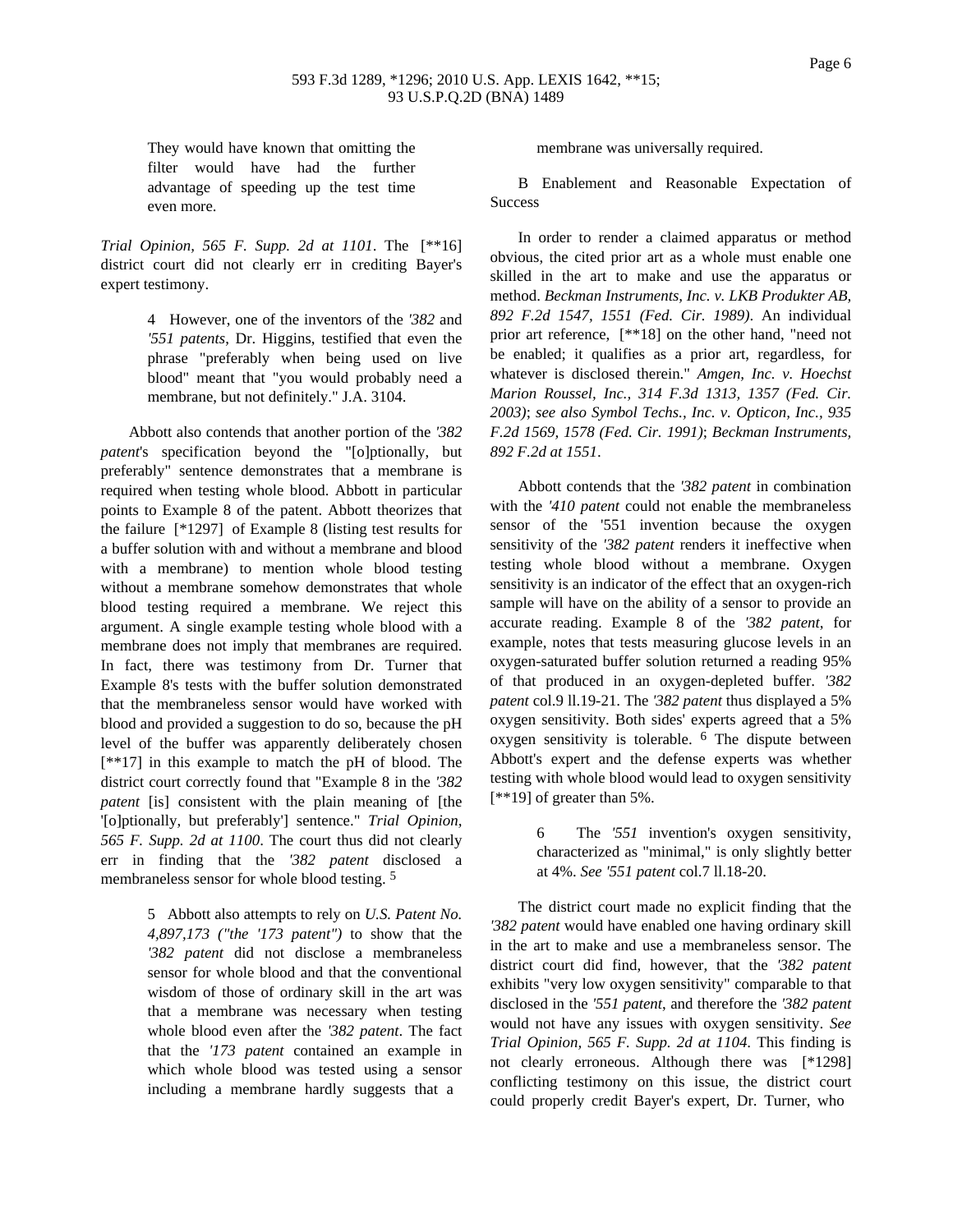They would have known that omitting the filter would have had the further advantage of speeding up the test time even more.

*Trial Opinion, 565 F. Supp. 2d at 1101*. The [**16] district court did not clearly err in crediting Bayer's expert testimony.

> 4 However, one of the inventors of the *'382* and *'551 patents*, Dr. Higgins, testified that even the phrase "preferably when being used on live blood" meant that "you would probably need a membrane, but not definitely." J.A. 3104.

Abbott also contends that another portion of the *'382 patent*'s specification beyond the "[o]ptionally, but preferably" sentence demonstrates that a membrane is required when testing whole blood. Abbott in particular points to Example 8 of the patent. Abbott theorizes that the failure [*1297] of Example 8 (listing test results for a buffer solution with and without a membrane and blood with a membrane) to mention whole blood testing without a membrane somehow demonstrates that whole blood testing required a membrane. We reject this argument. A single example testing whole blood with a membrane does not imply that membranes are required. In fact, there was testimony from Dr. Turner that Example 8's tests with the buffer solution demonstrated that the membraneless sensor would have worked with blood and provided a suggestion to do so, because the pH level of the buffer was apparently deliberately chosen [**17] in this example to match the pH of blood. The district court correctly found that "Example 8 in the *'382 patent* [is] consistent with the plain meaning of [the '[o]ptionally, but preferably'] sentence." *Trial Opinion, 565 F. Supp. 2d at 1100*. The court thus did not clearly err in finding that the *'382 patent* disclosed a membraneless sensor for whole blood testing. [5]

> 5 Abbott also attempts to rely on *U.S. Patent No. 4,897,173 ("the '173 patent")* to show that the *'382 patent* did not disclose a membraneless sensor for whole blood and that the conventional wisdom of those of ordinary skill in the art was that a membrane was necessary when testing whole blood even after the *'382 patent*. The fact that the *'173 patent* contained an example in which whole blood was tested using a sensor including a membrane hardly suggests that a membrane was universally required.

B Enablement and Reasonable Expectation of Success

In order to render a claimed apparatus or method obvious, the cited prior art as a whole must enable one skilled in the art to make and use the apparatus or method. *Beckman Instruments, Inc. v. LKB Produkter AB, 892 F.2d 1547, 1551 (Fed. Cir. 1989)*. An individual prior art reference, [**18] on the other hand, "need not be enabled; it qualifies as a prior art, regardless, for whatever is disclosed therein." *Amgen, Inc. v. Hoechst Marion Roussel, Inc., 314 F.3d 1313, 1357 (Fed. Cir. 2003)*; *see also Symbol Techs., Inc. v. Opticon, Inc., 935 F.2d 1569, 1578 (Fed. Cir. 1991)*; *Beckman Instruments, 892 F.2d at 1551*.

Abbott contends that the *'382 patent* in combination with the *'410 patent* could not enable the membraneless sensor of the '551 invention because the oxygen sensitivity of the *'382 patent* renders it ineffective when testing whole blood without a membrane. Oxygen sensitivity is an indicator of the effect that an oxygen-rich sample will have on the ability of a sensor to provide an accurate reading. Example 8 of the *'382 patent*, for example, notes that tests measuring glucose levels in an oxygen-saturated buffer solution returned a reading 95% of that produced in an oxygen-depleted buffer. *'382 patent* col.9 ll.19-21. The *'382 patent* thus displayed a 5% oxygen sensitivity. Both sides' experts agreed that a 5% oxygen sensitivity is tolerable. [6] The dispute between Abbott's expert and the defense experts was whether testing with whole blood would lead to oxygen sensitivity [**19] of greater than 5%.

> 6 The *'551* invention's oxygen sensitivity, characterized as "minimal," is only slightly better at 4%. *See '551 patent* col.7 ll.18-20.

The district court made no explicit finding that the *'382 patent* would have enabled one having ordinary skill in the art to make and use a membraneless sensor. The district court did find, however, that the *'382 patent* exhibits "very low oxygen sensitivity" comparable to that disclosed in the *'551 patent*, and therefore the *'382 patent* would not have any issues with oxygen sensitivity. *See Trial Opinion, 565 F. Supp. 2d at 1104*. This finding is not clearly erroneous. Although there was [*1298] conflicting testimony on this issue, the district court could properly credit Bayer's expert, Dr. Turner, who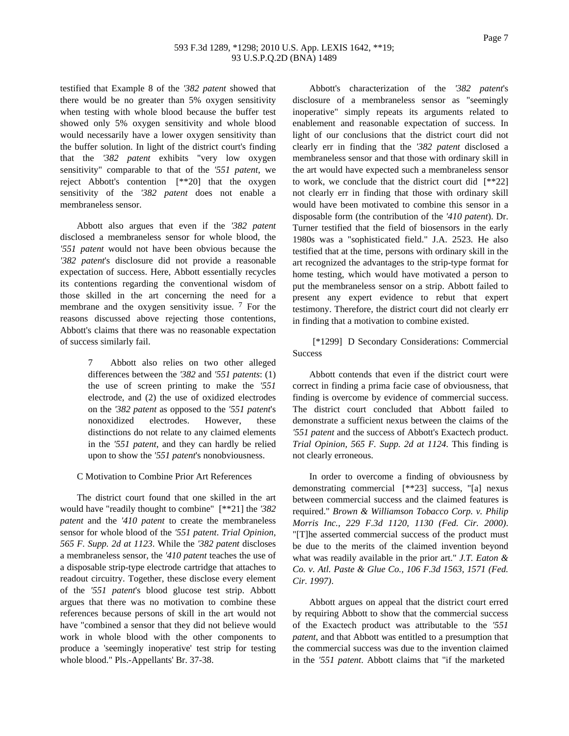testified that Example 8 of the *'382 patent* showed that there would be no greater than 5% oxygen sensitivity when testing with whole blood because the buffer test showed only 5% oxygen sensitivity and whole blood would necessarily have a lower oxygen sensitivity than the buffer solution. In light of the district court's finding that the *'382 patent* exhibits "very low oxygen sensitivity" comparable to that of the *'551 patent*, we reject Abbott's contention [**20] that the oxygen sensitivity of the *'382 patent* does not enable a membraneless sensor.

Abbott also argues that even if the *'382 patent* disclosed a membraneless sensor for whole blood, the *'551 patent* would not have been obvious because the *'382 patent*'s disclosure did not provide a reasonable expectation of success. Here, Abbott essentially recycles its contentions regarding the conventional wisdom of those skilled in the art concerning the need for a membrane and the oxygen sensitivity issue. [7] For the reasons discussed above rejecting those contentions, Abbott's claims that there was no reasonable expectation of success similarly fail.

> 7 Abbott also relies on two other alleged differences between the *'382* and *'551 patents*: (1) the use of screen printing to make the *'551* electrode, and (2) the use of oxidized electrodes on the *'382 patent* as opposed to the *'551 patent*'s nonoxidized electrodes. However, these distinctions do not relate to any claimed elements in the *'551 patent*, and they can hardly be relied upon to show the *'551 patent*'s nonobviousness.

C Motivation to Combine Prior Art References

The district court found that one skilled in the art would have "readily thought to combine" [**21] the *'382 patent* and the *'410 patent* to create the membraneless sensor for whole blood of the *'551 patent*. *Trial Opinion, 565 F. Supp. 2d at 1123*. While the *'382 patent* discloses a membraneless sensor, the *'410 patent* teaches the use of a disposable strip-type electrode cartridge that attaches to readout circuitry. Together, these disclose every element of the *'551 patent*'s blood glucose test strip. Abbott argues that there was no motivation to combine these references because persons of skill in the art would not have "combined a sensor that they did not believe would work in whole blood with the other components to produce a 'seemingly inoperative' test strip for testing whole blood." Pls.-Appellants' Br. 37-38.

Abbott's characterization of the *'382 patent*'s disclosure of a membraneless sensor as "seemingly inoperative" simply repeats its arguments related to enablement and reasonable expectation of success. In light of our conclusions that the district court did not clearly err in finding that the *'382 patent* disclosed a membraneless sensor and that those with ordinary skill in the art would have expected such a membraneless sensor to work, we conclude that the district court did [**22] not clearly err in finding that those with ordinary skill would have been motivated to combine this sensor in a disposable form (the contribution of the *'410 patent*). Dr. Turner testified that the field of biosensors in the early 1980s was a "sophisticated field." J.A. 2523. He also testified that at the time, persons with ordinary skill in the art recognized the advantages to the strip-type format for home testing, which would have motivated a person to put the membraneless sensor on a strip. Abbott failed to present any expert evidence to rebut that expert testimony. Therefore, the district court did not clearly err in finding that a motivation to combine existed.

[*1299] D Secondary Considerations: Commercial Success

Abbott contends that even if the district court were correct in finding a prima facie case of obviousness, that finding is overcome by evidence of commercial success. The district court concluded that Abbott failed to demonstrate a sufficient nexus between the claims of the *'551 patent* and the success of Abbott's Exactech product. *Trial Opinion, 565 F. Supp. 2d at 1124*. This finding is not clearly erroneous.

In order to overcome a finding of obviousness by demonstrating commercial [**23] success, "[a] nexus between commercial success and the claimed features is required." *Brown & Williamson Tobacco Corp. v. Philip Morris Inc., 229 F.3d 1120, 1130 (Fed. Cir. 2000)*. "[T]he asserted commercial success of the product must be due to the merits of the claimed invention beyond what was readily available in the prior art." *J.T. Eaton & Co. v. Atl. Paste & Glue Co., 106 F.3d 1563, 1571 (Fed. Cir. 1997)*.

Abbott argues on appeal that the district court erred by requiring Abbott to show that the commercial success of the Exactech product was attributable to the *'551 patent*, and that Abbott was entitled to a presumption that the commercial success was due to the invention claimed in the *'551 patent*. Abbott claims that "if the marketed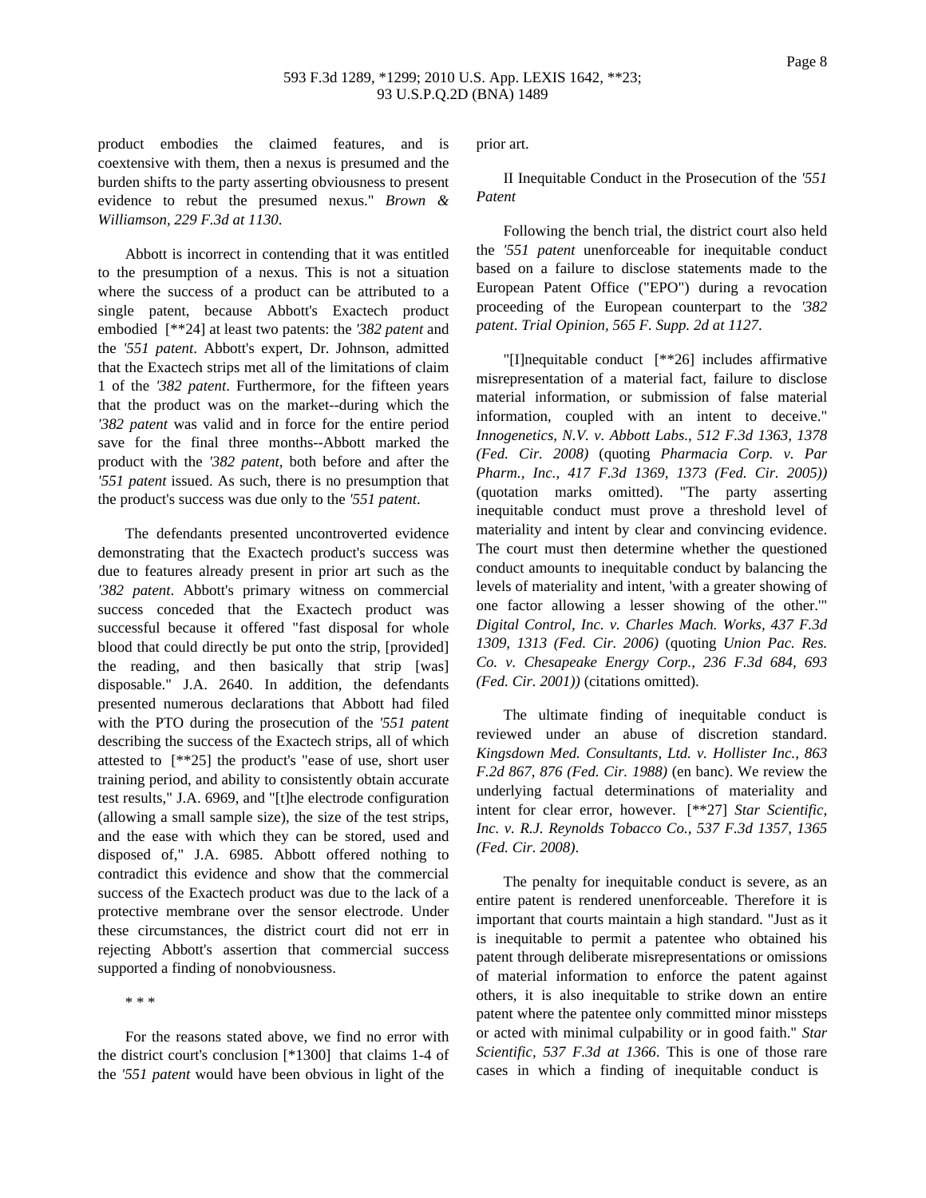product embodies the claimed features, and is coextensive with them, then a nexus is presumed and the burden shifts to the party asserting obviousness to present evidence to rebut the presumed nexus." *Brown & Williamson, 229 F.3d at 1130*.

Abbott is incorrect in contending that it was entitled to the presumption of a nexus. This is not a situation where the success of a product can be attributed to a single patent, because Abbott's Exactech product embodied [**24] at least two patents: the *'382 patent* and the *'551 patent*. Abbott's expert, Dr. Johnson, admitted that the Exactech strips met all of the limitations of claim 1 of the *'382 patent*. Furthermore, for the fifteen years that the product was on the market--during which the *'382 patent* was valid and in force for the entire period save for the final three months--Abbott marked the product with the *'382 patent*, both before and after the *'551 patent* issued. As such, there is no presumption that the product's success was due only to the *'551 patent*.

The defendants presented uncontroverted evidence demonstrating that the Exactech product's success was due to features already present in prior art such as the *'382 patent*. Abbott's primary witness on commercial success conceded that the Exactech product was successful because it offered "fast disposal for whole blood that could directly be put onto the strip, [provided] the reading, and then basically that strip [was] disposable." J.A. 2640. In addition, the defendants presented numerous declarations that Abbott had filed with the PTO during the prosecution of the *'551 patent* describing the success of the Exactech strips, all of which attested to [**25] the product's "ease of use, short user training period, and ability to consistently obtain accurate test results," J.A. 6969, and "[t]he electrode configuration (allowing a small sample size), the size of the test strips, and the ease with which they can be stored, used and disposed of," J.A. 6985. Abbott offered nothing to contradict this evidence and show that the commercial success of the Exactech product was due to the lack of a protective membrane over the sensor electrode. Under these circumstances, the district court did not err in rejecting Abbott's assertion that commercial success supported a finding of nonobviousness.

* * *

For the reasons stated above, we find no error with the district court's conclusion [*1300] that claims 1-4 of the *'551 patent* would have been obvious in light of the prior art.

## II Inequitable Conduct in the Prosecution of the *'551 Patent*

Following the bench trial, the district court also held the *'551 patent* unenforceable for inequitable conduct based on a failure to disclose statements made to the European Patent Office ("EPO") during a revocation proceeding of the European counterpart to the *'382 patent*. *Trial Opinion, 565 F. Supp. 2d at 1127*.

"[I]nequitable conduct [**26] includes affirmative misrepresentation of a material fact, failure to disclose material information, or submission of false material information, coupled with an intent to deceive." *Innogenetics, N.V. v. Abbott Labs., 512 F.3d 1363, 1378 (Fed. Cir. 2008)* (quoting *Pharmacia Corp. v. Par Pharm., Inc., 417 F.3d 1369, 1373 (Fed. Cir. 2005))* (quotation marks omitted). "The party asserting inequitable conduct must prove a threshold level of materiality and intent by clear and convincing evidence. The court must then determine whether the questioned conduct amounts to inequitable conduct by balancing the levels of materiality and intent, 'with a greater showing of one factor allowing a lesser showing of the other.'" *Digital Control, Inc. v. Charles Mach. Works, 437 F.3d 1309, 1313 (Fed. Cir. 2006)* (quoting *Union Pac. Res. Co. v. Chesapeake Energy Corp., 236 F.3d 684, 693 (Fed. Cir. 2001))* (citations omitted).

The ultimate finding of inequitable conduct is reviewed under an abuse of discretion standard. *Kingsdown Med. Consultants, Ltd. v. Hollister Inc., 863 F.2d 867, 876 (Fed. Cir. 1988)* (en banc). We review the underlying factual determinations of materiality and intent for clear error, however. [**27] *Star Scientific, Inc. v. R.J. Reynolds Tobacco Co., 537 F.3d 1357, 1365 (Fed. Cir. 2008)*.

The penalty for inequitable conduct is severe, as an entire patent is rendered unenforceable. Therefore it is important that courts maintain a high standard. "Just as it is inequitable to permit a patentee who obtained his patent through deliberate misrepresentations or omissions of material information to enforce the patent against others, it is also inequitable to strike down an entire patent where the patentee only committed minor missteps or acted with minimal culpability or in good faith." *Star Scientific, 537 F.3d at 1366*. This is one of those rare cases in which a finding of inequitable conduct is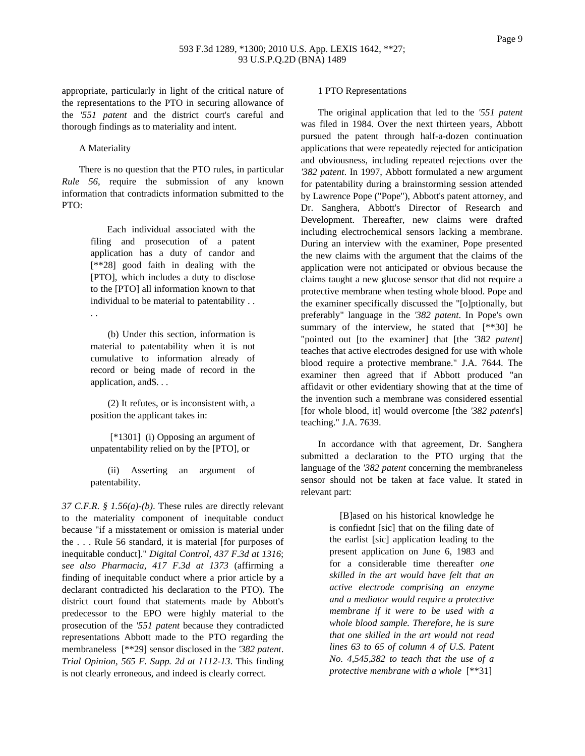appropriate, particularly in light of the critical nature of the representations to the PTO in securing allowance of the *'551 patent* and the district court's careful and thorough findings as to materiality and intent.

A Materiality

There is no question that the PTO rules, in particular *Rule 56*, require the submission of any known information that contradicts information submitted to the PTO:

> Each individual associated with the filing and prosecution of a patent application has a duty of candor and [**28] good faith in dealing with the [PTO], which includes a duty to disclose to the [PTO] all information known to that individual to be material to patentability . . . .
>
> (b) Under this section, information is material to patentability when it is not cumulative to information already of record or being made of record in the application, and$. . .
>
> (2) It refutes, or is inconsistent with, a position the applicant takes in:
>
> [*1301] (i) Opposing an argument of unpatentability relied on by the [PTO], or
>
> (ii) Asserting an argument of patentability.

*37 C.F.R. § 1.56(a)-(b)*. These rules are directly relevant to the materiality component of inequitable conduct because "if a misstatement or omission is material under the . . . Rule 56 standard, it is material [for purposes of inequitable conduct]." *Digital Control, 437 F.3d at 1316*; *see also Pharmacia, 417 F.3d at 1373* (affirming a finding of inequitable conduct where a prior article by a declarant contradicted his declaration to the PTO). The district court found that statements made by Abbott's predecessor to the EPO were highly material to the prosecution of the *'551 patent* because they contradicted representations Abbott made to the PTO regarding the membraneless [**29] sensor disclosed in the *'382 patent*. *Trial Opinion, 565 F. Supp. 2d at 1112-13*. This finding is not clearly erroneous, and indeed is clearly correct.

1 PTO Representations

The original application that led to the *'551 patent* was filed in 1984. Over the next thirteen years, Abbott pursued the patent through half-a-dozen continuation applications that were repeatedly rejected for anticipation and obviousness, including repeated rejections over the *'382 patent*. In 1997, Abbott formulated a new argument for patentability during a brainstorming session attended by Lawrence Pope ("Pope"), Abbott's patent attorney, and Dr. Sanghera, Abbott's Director of Research and Development. Thereafter, new claims were drafted including electrochemical sensors lacking a membrane. During an interview with the examiner, Pope presented the new claims with the argument that the claims of the application were not anticipated or obvious because the claims taught a new glucose sensor that did not require a protective membrane when testing whole blood. Pope and the examiner specifically discussed the "[o]ptionally, but preferably" language in the *'382 patent*. In Pope's own summary of the interview, he stated that [**30] he "pointed out [to the examiner] that [the *'382 patent*] teaches that active electrodes designed for use with whole blood require a protective membrane." J.A. 7644. The examiner then agreed that if Abbott produced "an affidavit or other evidentiary showing that at the time of the invention such a membrane was considered essential [for whole blood, it] would overcome [the *'382 patent*'s] teaching." J.A. 7639.

In accordance with that agreement, Dr. Sanghera submitted a declaration to the PTO urging that the language of the *'382 patent* concerning the membraneless sensor should not be taken at face value. It stated in relevant part:

> [B]ased on his historical knowledge he is confiednt [sic] that on the filing date of the earliest [sic] application leading to the present application on June 6, 1983 and for a considerable time thereafter *one skilled in the art would have felt that an active electrode comprising an enzyme and a mediator would require a protective membrane if it were to be used with a whole blood sample. Therefore, he is sure that one skilled in the art would not read lines 63 to 65 of column 4 of U.S. Patent No. 4,545,382 to teach that the use of a protective membrane with a whole* [**31]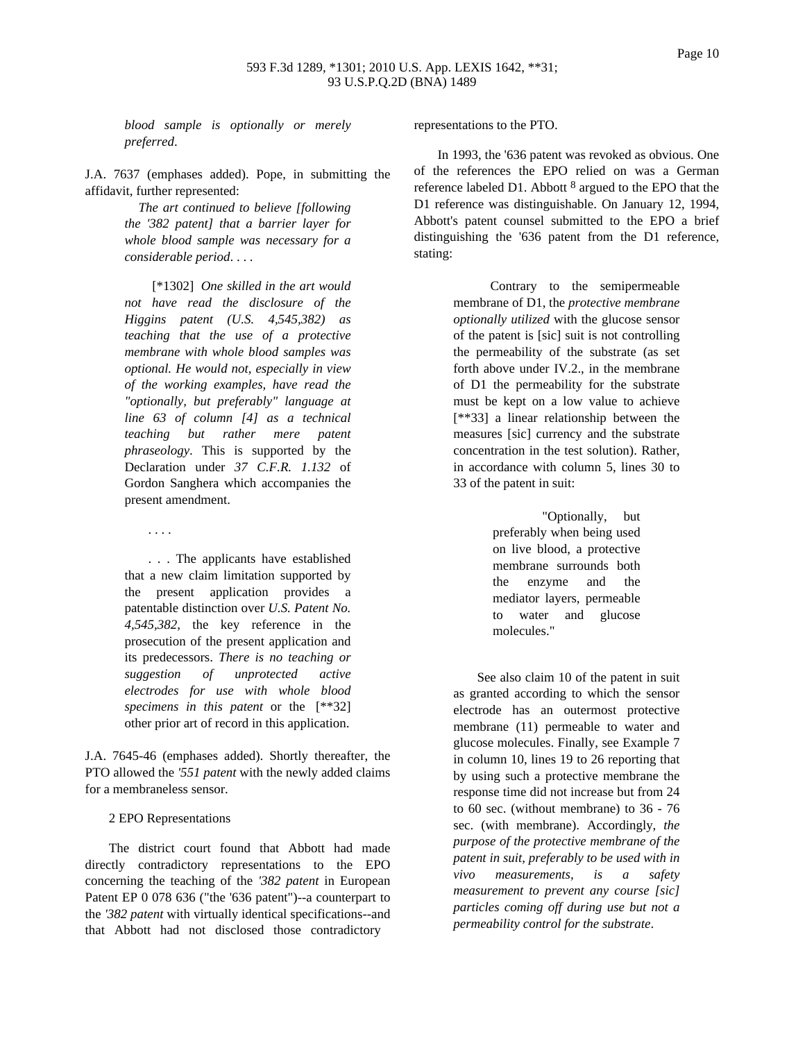> *blood sample is optionally or merely preferred*.

J.A. 7637 (emphases added). Pope, in submitting the affidavit, further represented:

> *The art continued to believe [following the '382 patent] that a barrier layer for whole blood sample was necessary for a considerable period*. . . .
>
> [*1302] *One skilled in the art would not have read the disclosure of the Higgins patent (U.S. 4,545,382) as teaching that the use of a protective membrane with whole blood samples was optional. He would not, especially in view of the working examples, have read the "optionally, but preferably" language at line 63 of column [4] as a technical teaching but rather mere patent phraseology*. This is supported by the Declaration under *37 C.F.R. 1.132* of Gordon Sanghera which accompanies the present amendment.
>
> . . . .
>
> . . . The applicants have established that a new claim limitation supported by the present application provides a patentable distinction over *U.S. Patent No. 4,545,382*, the key reference in the prosecution of the present application and its predecessors. *There is no teaching or suggestion of unprotected active electrodes for use with whole blood specimens in this patent* or the [**32] other prior art of record in this application.

J.A. 7645-46 (emphases added). Shortly thereafter, the PTO allowed the *'551 patent* with the newly added claims for a membraneless sensor.

2 EPO Representations

The district court found that Abbott had made directly contradictory representations to the EPO concerning the teaching of the *'382 patent* in European Patent EP 0 078 636 ("the '636 patent")--a counterpart to the *'382 patent* with virtually identical specifications--and that Abbott had not disclosed those contradictory representations to the PTO.

In 1993, the '636 patent was revoked as obvious. One of the references the EPO relied on was a German reference labeled D1. Abbott [8] argued to the EPO that the D1 reference was distinguishable. On January 12, 1994, Abbott's patent counsel submitted to the EPO a brief distinguishing the '636 patent from the D1 reference, stating:

> Contrary to the semipermeable membrane of D1, the *protective membrane optionally utilized* with the glucose sensor of the patent is [sic] suit is not controlling the permeability of the substrate (as set forth above under IV.2., in the membrane of D1 the permeability for the substrate must be kept on a low value to achieve [**33] a linear relationship between the measures [sic] currency and the substrate concentration in the test solution). Rather, in accordance with column 5, lines 30 to 33 of the patent in suit:
>
> > "Optionally, but preferably when being used on live blood, a protective membrane surrounds both the enzyme and the mediator layers, permeable to water and glucose molecules."
>
> See also claim 10 of the patent in suit as granted according to which the sensor electrode has an outermost protective membrane (11) permeable to water and glucose molecules. Finally, see Example 7 in column 10, lines 19 to 26 reporting that by using such a protective membrane the response time did not increase but from 24 to 60 sec. (without membrane) to 36 - 76 sec. (with membrane). Accordingly, *the purpose of the protective membrane of the patent in suit, preferably to be used with in vivo measurements, is a safety measurement to prevent any course [sic] particles coming off during use but not a permeability control for the substrate*.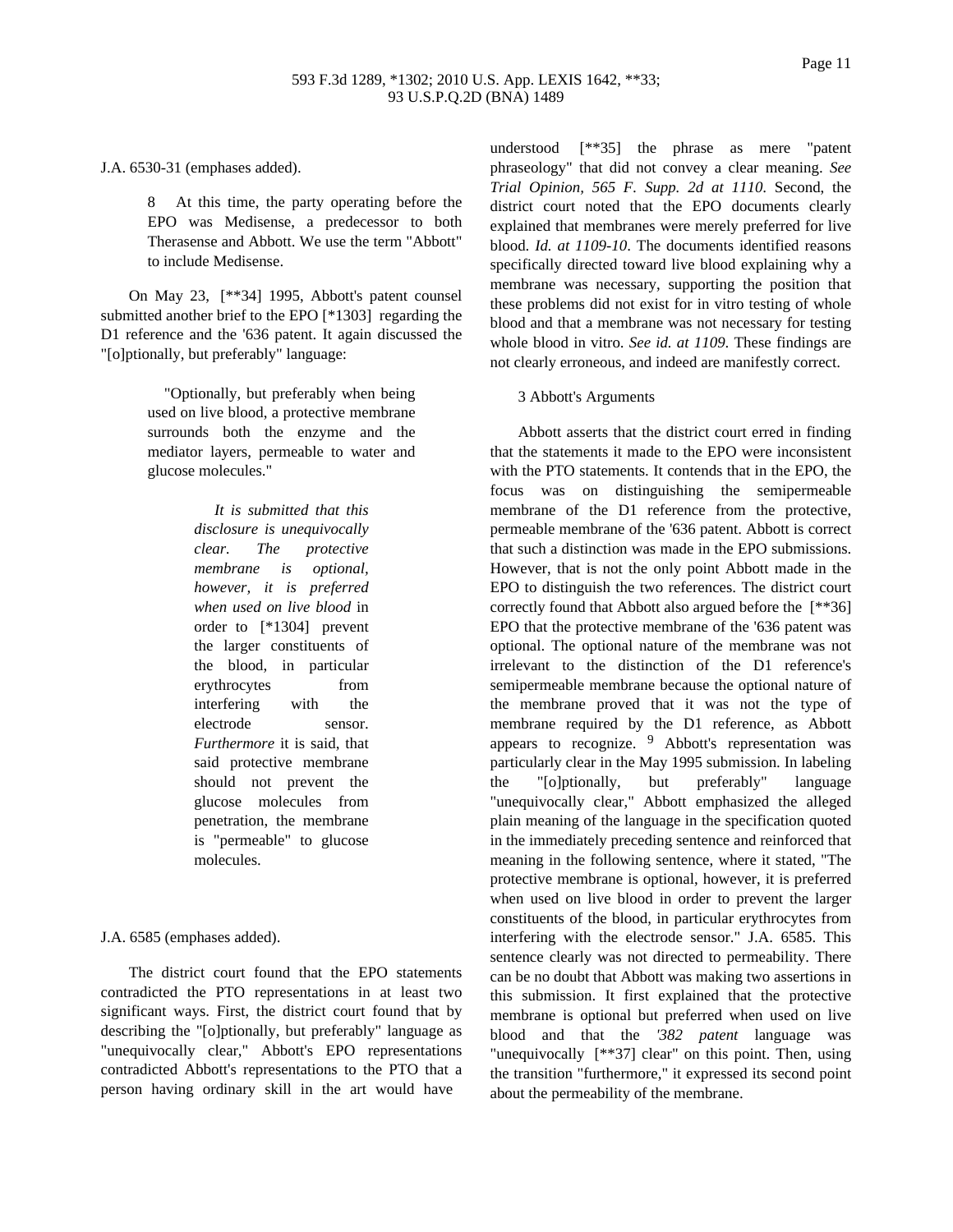J.A. 6530-31 (emphases added).

> 8 At this time, the party operating before the EPO was Medisense, a predecessor to both Therasense and Abbott. We use the term "Abbott" to include Medisense.

On May 23, [**34] 1995, Abbott's patent counsel submitted another brief to the EPO [*1303] regarding the D1 reference and the '636 patent. It again discussed the "[o]ptionally, but preferably" language:

> "Optionally, but preferably when being used on live blood, a protective membrane surrounds both the enzyme and the mediator layers, permeable to water and glucose molecules."
>
> > *It is submitted that this disclosure is unequivocally clear. The protective membrane is optional, however, it is preferred when used on live blood* in order to [*1304] prevent the larger constituents of the blood, in particular erythrocytes from interfering with the electrode sensor. *Furthermore* it is said, that said protective membrane should not prevent the glucose molecules from penetration, the membrane is "permeable" to glucose molecules.

J.A. 6585 (emphases added).

The district court found that the EPO statements contradicted the PTO representations in at least two significant ways. First, the district court found that by describing the "[o]ptionally, but preferably" language as "unequivocally clear," Abbott's EPO representations contradicted Abbott's representations to the PTO that a person having ordinary skill in the art would have understood [**35] the phrase as mere "patent phraseology" that did not convey a clear meaning. *See Trial Opinion, 565 F. Supp. 2d at 1110*. Second, the district court noted that the EPO documents clearly explained that membranes were merely preferred for live blood. *Id. at 1109-10*. The documents identified reasons specifically directed toward live blood explaining why a membrane was necessary, supporting the position that these problems did not exist for in vitro testing of whole blood and that a membrane was not necessary for testing whole blood in vitro. *See id. at 1109*. These findings are not clearly erroneous, and indeed are manifestly correct.

3 Abbott's Arguments

Abbott asserts that the district court erred in finding that the statements it made to the EPO were inconsistent with the PTO statements. It contends that in the EPO, the focus was on distinguishing the semipermeable membrane of the D1 reference from the protective, permeable membrane of the '636 patent. Abbott is correct that such a distinction was made in the EPO submissions. However, that is not the only point Abbott made in the EPO to distinguish the two references. The district court correctly found that Abbott also argued before the [**36] EPO that the protective membrane of the '636 patent was optional. The optional nature of the membrane was not irrelevant to the distinction of the D1 reference's semipermeable membrane because the optional nature of the membrane proved that it was not the type of membrane required by the D1 reference, as Abbott appears to recognize. [9] Abbott's representation was particularly clear in the May 1995 submission. In labeling the "[o]ptionally, but preferably" language "unequivocally clear," Abbott emphasized the alleged plain meaning of the language in the specification quoted in the immediately preceding sentence and reinforced that meaning in the following sentence, where it stated, "The protective membrane is optional, however, it is preferred when used on live blood in order to prevent the larger constituents of the blood, in particular erythrocytes from interfering with the electrode sensor." J.A. 6585. This sentence clearly was not directed to permeability. There can be no doubt that Abbott was making two assertions in this submission. It first explained that the protective membrane is optional but preferred when used on live blood and that the *'382 patent* language was "unequivocally [**37] clear" on this point. Then, using the transition "furthermore," it expressed its second point about the permeability of the membrane.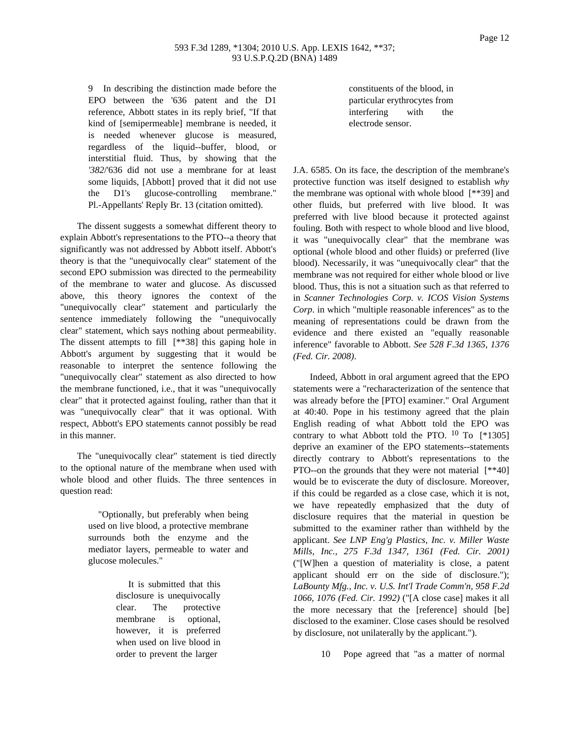9 In describing the distinction made before the EPO between the '636 patent and the D1 reference, Abbott states in its reply brief, "If that kind of [semipermeable] membrane is needed, it is needed whenever glucose is measured, regardless of the liquid--buffer, blood, or interstitial fluid. Thus, by showing that the *'382*/'636 did not use a membrane for at least some liquids, [Abbott] proved that it did not use the D1's glucose-controlling membrane." Pl.-Appellants' Reply Br. 13 (citation omitted).

The dissent suggests a somewhat different theory to explain Abbott's representations to the PTO--a theory that significantly was not addressed by Abbott itself. Abbott's theory is that the "unequivocally clear" statement of the second EPO submission was directed to the permeability of the membrane to water and glucose. As discussed above, this theory ignores the context of the "unequivocally clear" statement and particularly the sentence immediately following the "unequivocally clear" statement, which says nothing about permeability. The dissent attempts to fill [**38] this gaping hole in Abbott's argument by suggesting that it would be reasonable to interpret the sentence following the "unequivocally clear" statement as also directed to how the membrane functioned, i.e., that it was "unequivocally clear" that it protected against fouling, rather than that it was "unequivocally clear" that it was optional. With respect, Abbott's EPO statements cannot possibly be read in this manner.

The "unequivocally clear" statement is tied directly to the optional nature of the membrane when used with whole blood and other fluids. The three sentences in question read:

> "Optionally, but preferably when being used on live blood, a protective membrane surrounds both the enzyme and the mediator layers, permeable to water and glucose molecules."
>
> > It is submitted that this disclosure is unequivocally clear. The protective membrane is optional, however, it is preferred when used on live blood in order to prevent the larger constituents of the blood, in particular erythrocytes from interfering with the electrode sensor.

J.A. 6585. On its face, the description of the membrane's protective function was itself designed to establish *why* the membrane was optional with whole blood [**39] and other fluids, but preferred with live blood. It was preferred with live blood because it protected against fouling. Both with respect to whole blood and live blood, it was "unequivocally clear" that the membrane was optional (whole blood and other fluids) or preferred (live blood). Necessarily, it was "unequivocally clear" that the membrane was not required for either whole blood or live blood. Thus, this is not a situation such as that referred to in *Scanner Technologies Corp. v. ICOS Vision Systems Corp*. in which "multiple reasonable inferences" as to the meaning of representations could be drawn from the evidence and there existed an "equally reasonable inference" favorable to Abbott. *See 528 F.3d 1365, 1376 (Fed. Cir. 2008)*.

Indeed, Abbott in oral argument agreed that the EPO statements were a "recharacterization of the sentence that was already before the [PTO] examiner." Oral Argument at 40:40. Pope in his testimony agreed that the plain English reading of what Abbott told the EPO was contrary to what Abbott told the PTO. [10] To [*1305] deprive an examiner of the EPO statements--statements directly contrary to Abbott's representations to the PTO--on the grounds that they were not material [**40] would be to eviscerate the duty of disclosure. Moreover, if this could be regarded as a close case, which it is not, we have repeatedly emphasized that the duty of disclosure requires that the material in question be submitted to the examiner rather than withheld by the applicant. *See LNP Eng'g Plastics, Inc. v. Miller Waste Mills, Inc., 275 F.3d 1347, 1361 (Fed. Cir. 2001)* ("[W]hen a question of materiality is close, a patent applicant should err on the side of disclosure."); *LaBounty Mfg., Inc. v. U.S. Int'l Trade Comm'n, 958 F.2d 1066, 1076 (Fed. Cir. 1992)* ("[A close case] makes it all the more necessary that the [reference] should [be] disclosed to the examiner. Close cases should be resolved by disclosure, not unilaterally by the applicant.").

10 Pope agreed that "as a matter of normal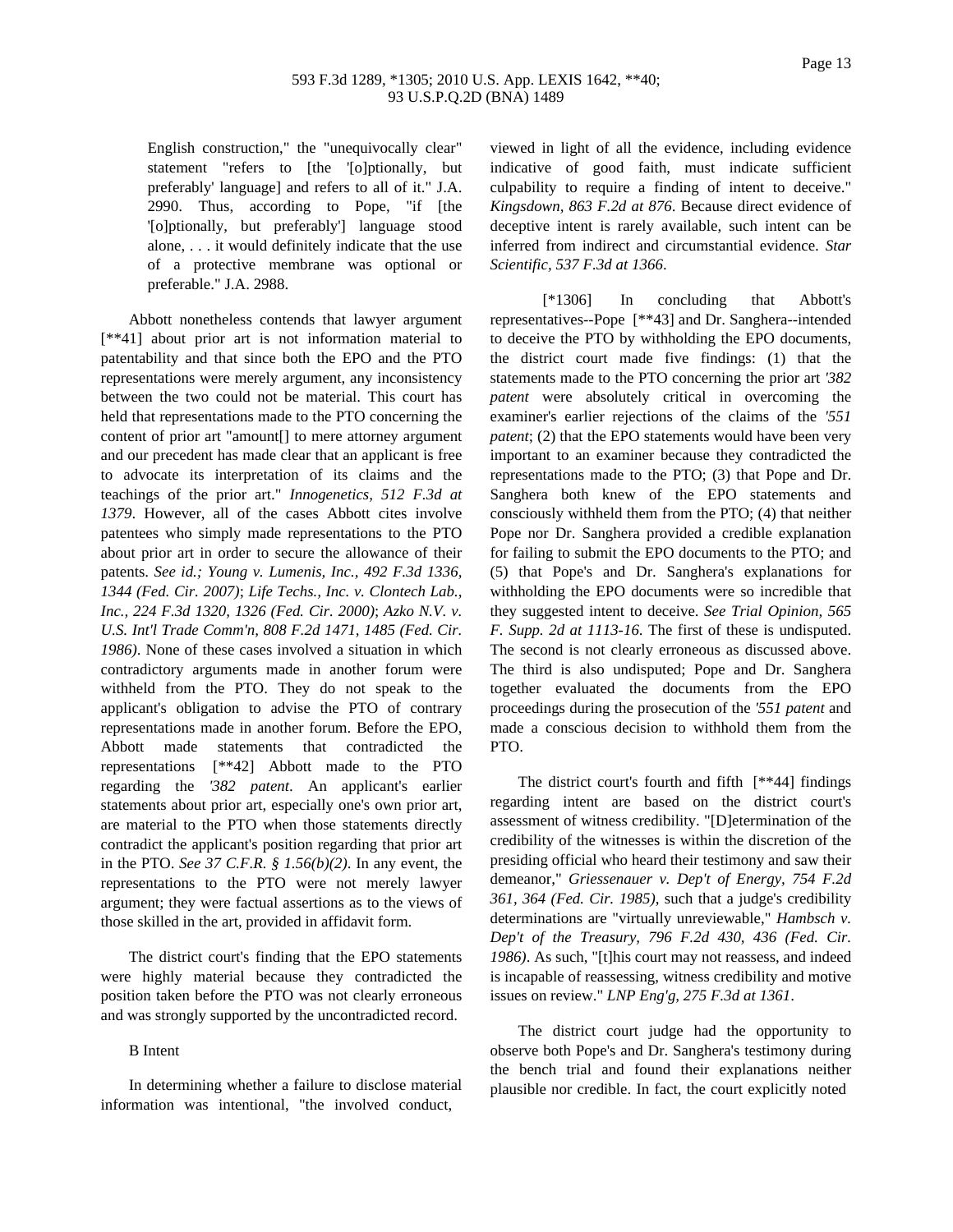> English construction," the "unequivocally clear" statement "refers to [the '[o]ptionally, but preferably' language] and refers to all of it." J.A. 2990. Thus, according to Pope, "if [the '[o]ptionally, but preferably'] language stood alone, . . . it would definitely indicate that the use of a protective membrane was optional or preferable." J.A. 2988.

Abbott nonetheless contends that lawyer argument [**41] about prior art is not information material to patentability and that since both the EPO and the PTO representations were merely argument, any inconsistency between the two could not be material. This court has held that representations made to the PTO concerning the content of prior art "amount[] to mere attorney argument and our precedent has made clear that an applicant is free to advocate its interpretation of its claims and the teachings of the prior art." *Innogenetics, 512 F.3d at 1379*. However, all of the cases Abbott cites involve patentees who simply made representations to the PTO about prior art in order to secure the allowance of their patents. *See id.; Young v. Lumenis, Inc., 492 F.3d 1336, 1344 (Fed. Cir. 2007)*; *Life Techs., Inc. v. Clontech Lab., Inc., 224 F.3d 1320, 1326 (Fed. Cir. 2000)*; *Azko N.V. v. U.S. Int'l Trade Comm'n, 808 F.2d 1471, 1485 (Fed. Cir. 1986)*. None of these cases involved a situation in which contradictory arguments made in another forum were withheld from the PTO. They do not speak to the applicant's obligation to advise the PTO of contrary representations made in another forum. Before the EPO, Abbott made statements that contradicted the representations [**42] Abbott made to the PTO regarding the *'382 patent*. An applicant's earlier statements about prior art, especially one's own prior art, are material to the PTO when those statements directly contradict the applicant's position regarding that prior art in the PTO. *See 37 C.F.R. § 1.56(b)(2)*. In any event, the representations to the PTO were not merely lawyer argument; they were factual assertions as to the views of those skilled in the art, provided in affidavit form.

The district court's finding that the EPO statements were highly material because they contradicted the position taken before the PTO was not clearly erroneous and was strongly supported by the uncontradicted record.

B Intent

In determining whether a failure to disclose material information was intentional, "the involved conduct, viewed in light of all the evidence, including evidence indicative of good faith, must indicate sufficient culpability to require a finding of intent to deceive." *Kingsdown, 863 F.2d at 876*. Because direct evidence of deceptive intent is rarely available, such intent can be inferred from indirect and circumstantial evidence. *Star Scientific, 537 F.3d at 1366*.

[*1306] In concluding that Abbott's representatives--Pope [**43] and Dr. Sanghera--intended to deceive the PTO by withholding the EPO documents, the district court made five findings: (1) that the statements made to the PTO concerning the prior art *'382 patent* were absolutely critical in overcoming the examiner's earlier rejections of the claims of the *'551 patent*; (2) that the EPO statements would have been very important to an examiner because they contradicted the representations made to the PTO; (3) that Pope and Dr. Sanghera both knew of the EPO statements and consciously withheld them from the PTO; (4) that neither Pope nor Dr. Sanghera provided a credible explanation for failing to submit the EPO documents to the PTO; and (5) that Pope's and Dr. Sanghera's explanations for withholding the EPO documents were so incredible that they suggested intent to deceive. *See Trial Opinion, 565 F. Supp. 2d at 1113-16*. The first of these is undisputed. The second is not clearly erroneous as discussed above. The third is also undisputed; Pope and Dr. Sanghera together evaluated the documents from the EPO proceedings during the prosecution of the *'551 patent* and made a conscious decision to withhold them from the PTO.

The district court's fourth and fifth [**44] findings regarding intent are based on the district court's assessment of witness credibility. "[D]etermination of the credibility of the witnesses is within the discretion of the presiding official who heard their testimony and saw their demeanor," *Griessenauer v. Dep't of Energy, 754 F.2d 361, 364 (Fed. Cir. 1985)*, such that a judge's credibility determinations are "virtually unreviewable," *Hambsch v. Dep't of the Treasury, 796 F.2d 430, 436 (Fed. Cir. 1986)*. As such, "[t]his court may not reassess, and indeed is incapable of reassessing, witness credibility and motive issues on review." *LNP Eng'g, 275 F.3d at 1361*.

The district court judge had the opportunity to observe both Pope's and Dr. Sanghera's testimony during the bench trial and found their explanations neither plausible nor credible. In fact, the court explicitly noted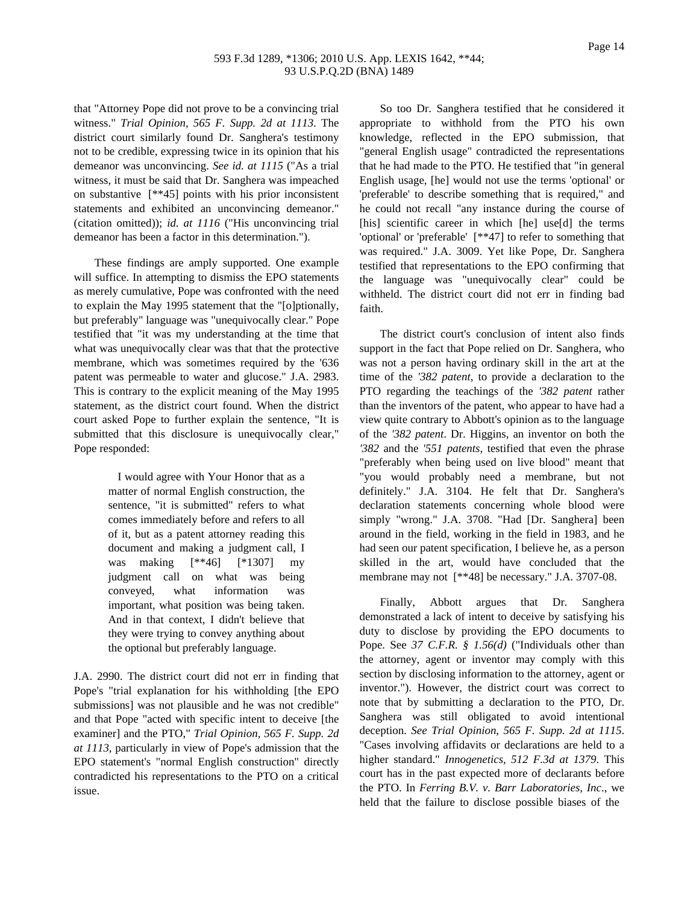that "Attorney Pope did not prove to be a convincing trial witness." *Trial Opinion, 565 F. Supp. 2d at 1113*. The district court similarly found Dr. Sanghera's testimony not to be credible, expressing twice in its opinion that his demeanor was unconvincing. *See id. at 1115* ("As a trial witness, it must be said that Dr. Sanghera was impeached on substantive [**45] points with his prior inconsistent statements and exhibited an unconvincing demeanor." (citation omitted)); *id. at 1116* ("His unconvincing trial demeanor has been a factor in this determination.").

These findings are amply supported. One example will suffice. In attempting to dismiss the EPO statements as merely cumulative, Pope was confronted with the need to explain the May 1995 statement that the "[o]ptionally, but preferably" language was "unequivocally clear." Pope testified that "it was my understanding at the time that what was unequivocally clear was that that the protective membrane, which was sometimes required by the '636 patent was permeable to water and glucose." J.A. 2983. This is contrary to the explicit meaning of the May 1995 statement, as the district court found. When the district court asked Pope to further explain the sentence, "It is submitted that this disclosure is unequivocally clear," Pope responded:

> I would agree with Your Honor that as a matter of normal English construction, the sentence, "it is submitted" refers to what comes immediately before and refers to all of it, but as a patent attorney reading this document and making a judgment call, I was making [**46] [*1307] my judgment call on what was being conveyed, what information was important, what position was being taken. And in that context, I didn't believe that they were trying to convey anything about the optional but preferably language.

J.A. 2990. The district court did not err in finding that Pope's "trial explanation for his withholding [the EPO submissions] was not plausible and he was not credible" and that Pope "acted with specific intent to deceive [the examiner] and the PTO," *Trial Opinion, 565 F. Supp. 2d at 1113*, particularly in view of Pope's admission that the EPO statement's "normal English construction" directly contradicted his representations to the PTO on a critical issue.

So too Dr. Sanghera testified that he considered it appropriate to withhold from the PTO his own knowledge, reflected in the EPO submission, that "general English usage" contradicted the representations that he had made to the PTO. He testified that "in general English usage, [he] would not use the terms 'optional' or 'preferable' to describe something that is required," and he could not recall "any instance during the course of [his] scientific career in which [he] use[d] the terms 'optional' or 'preferable' [**47] to refer to something that was required." J.A. 3009. Yet like Pope, Dr. Sanghera testified that representations to the EPO confirming that the language was "unequivocally clear" could be withheld. The district court did not err in finding bad faith.

The district court's conclusion of intent also finds support in the fact that Pope relied on Dr. Sanghera, who was not a person having ordinary skill in the art at the time of the *'382 patent*, to provide a declaration to the PTO regarding the teachings of the *'382 patent* rather than the inventors of the patent, who appear to have had a view quite contrary to Abbott's opinion as to the language of the *'382 patent*. Dr. Higgins, an inventor on both the *'382* and the *'551 patents*, testified that even the phrase "preferably when being used on live blood" meant that "you would probably need a membrane, but not definitely." J.A. 3104. He felt that Dr. Sanghera's declaration statements concerning whole blood were simply "wrong." J.A. 3708. "Had [Dr. Sanghera] been around in the field, working in the field in 1983, and he had seen our patent specification, I believe he, as a person skilled in the art, would have concluded that the membrane may not [**48] be necessary." J.A. 3707-08.

Finally, Abbott argues that Dr. Sanghera demonstrated a lack of intent to deceive by satisfying his duty to disclose by providing the EPO documents to Pope. See *37 C.F.R. § 1.56(d)* ("Individuals other than the attorney, agent or inventor may comply with this section by disclosing information to the attorney, agent or inventor."). However, the district court was correct to note that by submitting a declaration to the PTO, Dr. Sanghera was still obligated to avoid intentional deception. *See Trial Opinion, 565 F. Supp. 2d at 1115*. "Cases involving affidavits or declarations are held to a higher standard." *Innogenetics, 512 F.3d at 1379*. This court has in the past expected more of declarants before the PTO. In *Ferring B.V. v. Barr Laboratories, Inc.*, we held that the failure to disclose possible biases of the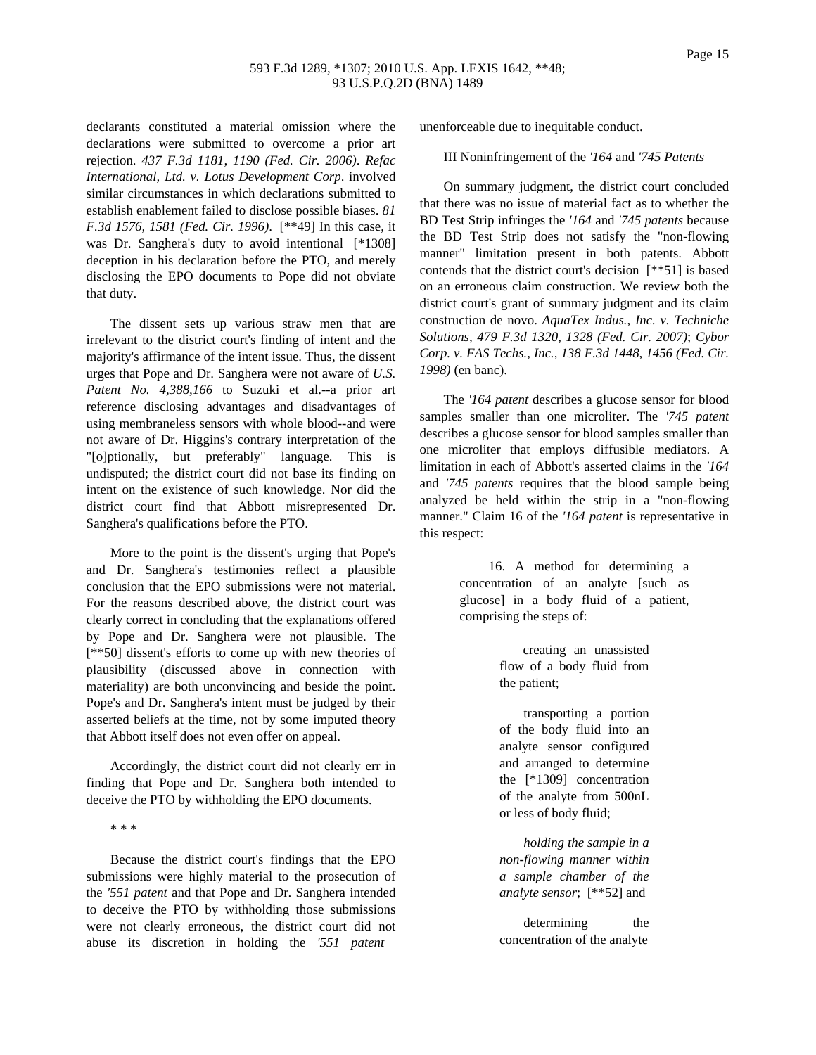declarants constituted a material omission where the declarations were submitted to overcome a prior art rejection. *437 F.3d 1181, 1190 (Fed. Cir. 2006)*. *Refac International, Ltd. v. Lotus Development Corp*. involved similar circumstances in which declarations submitted to establish enablement failed to disclose possible biases. *81 F.3d 1576, 1581 (Fed. Cir. 1996)*. [**49] In this case, it was Dr. Sanghera's duty to avoid intentional [*1308] deception in his declaration before the PTO, and merely disclosing the EPO documents to Pope did not obviate that duty.

The dissent sets up various straw men that are irrelevant to the district court's finding of intent and the majority's affirmance of the intent issue. Thus, the dissent urges that Pope and Dr. Sanghera were not aware of *U.S. Patent No. 4,388,166* to Suzuki et al.--a prior art reference disclosing advantages and disadvantages of using membraneless sensors with whole blood--and were not aware of Dr. Higgins's contrary interpretation of the "[o]ptionally, but preferably" language. This is undisputed; the district court did not base its finding on intent on the existence of such knowledge. Nor did the district court find that Abbott misrepresented Dr. Sanghera's qualifications before the PTO.

More to the point is the dissent's urging that Pope's and Dr. Sanghera's testimonies reflect a plausible conclusion that the EPO submissions were not material. For the reasons described above, the district court was clearly correct in concluding that the explanations offered by Pope and Dr. Sanghera were not plausible. The [**50] dissent's efforts to come up with new theories of plausibility (discussed above in connection with materiality) are both unconvincing and beside the point. Pope's and Dr. Sanghera's intent must be judged by their asserted beliefs at the time, not by some imputed theory that Abbott itself does not even offer on appeal.

Accordingly, the district court did not clearly err in finding that Pope and Dr. Sanghera both intended to deceive the PTO by withholding the EPO documents.

* * *

Because the district court's findings that the EPO submissions were highly material to the prosecution of the *'551 patent* and that Pope and Dr. Sanghera intended to deceive the PTO by withholding those submissions were not clearly erroneous, the district court did not abuse its discretion in holding the *'551 patent* unenforceable due to inequitable conduct.

III Noninfringement of the *'164* and *'745 Patents*

On summary judgment, the district court concluded that there was no issue of material fact as to whether the BD Test Strip infringes the *'164* and *'745 patents* because the BD Test Strip does not satisfy the "non-flowing manner" limitation present in both patents. Abbott contends that the district court's decision [**51] is based on an erroneous claim construction. We review both the district court's grant of summary judgment and its claim construction de novo. *AquaTex Indus., Inc. v. Techniche Solutions, 479 F.3d 1320, 1328 (Fed. Cir. 2007)*; *Cybor Corp. v. FAS Techs., Inc., 138 F.3d 1448, 1456 (Fed. Cir. 1998)* (en banc).

The *'164 patent* describes a glucose sensor for blood samples smaller than one microliter. The *'745 patent* describes a glucose sensor for blood samples smaller than one microliter that employs diffusible mediators. A limitation in each of Abbott's asserted claims in the *'164* and *'745 patents* requires that the blood sample being analyzed be held within the strip in a "non-flowing manner." Claim 16 of the *'164 patent* is representative in this respect:

> 16. A method for determining a concentration of an analyte [such as glucose] in a body fluid of a patient, comprising the steps of:
>
> > creating an unassisted flow of a body fluid from the patient;
> >
> > transporting a portion of the body fluid into an analyte sensor configured and arranged to determine the [*1309] concentration of the analyte from 500nL or less of body fluid;
> >
> > *holding the sample in a non-flowing manner within a sample chamber of the analyte sensor*; [**52] and
> >
> > determining the concentration of the analyte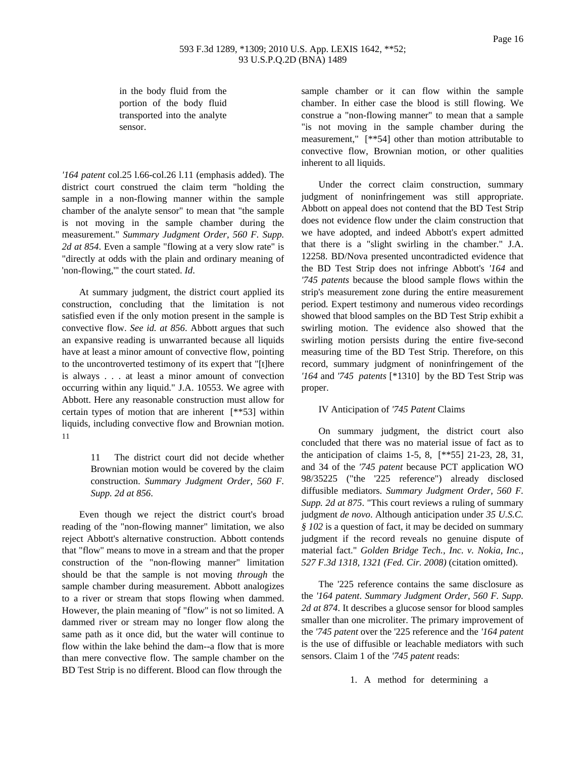> in the body fluid from the portion of the body fluid transported into the analyte sensor.

*'164 patent* col.25 l.66-col.26 l.11 (emphasis added). The district court construed the claim term "holding the sample in a non-flowing manner within the sample chamber of the analyte sensor" to mean that "the sample is not moving in the sample chamber during the measurement." *Summary Judgment Order, 560 F. Supp. 2d at 854*. Even a sample "flowing at a very slow rate" is "directly at odds with the plain and ordinary meaning of 'non-flowing,'" the court stated. *Id*.

At summary judgment, the district court applied its construction, concluding that the limitation is not satisfied even if the only motion present in the sample is convective flow. *See id. at 856*. Abbott argues that such an expansive reading is unwarranted because all liquids have at least a minor amount of convective flow, pointing to the uncontroverted testimony of its expert that "[t]here is always . . . at least a minor amount of convection occurring within any liquid." J.A. 10553. We agree with Abbott. Here any reasonable construction must allow for certain types of motion that are inherent [**53] within liquids, including convective flow and Brownian motion. 11

> 11 The district court did not decide whether Brownian motion would be covered by the claim construction. *Summary Judgment Order, 560 F. Supp. 2d at 856*.

Even though we reject the district court's broad reading of the "non-flowing manner" limitation, we also reject Abbott's alternative construction. Abbott contends that "flow" means to move in a stream and that the proper construction of the "non-flowing manner" limitation should be that the sample is not moving *through* the sample chamber during measurement. Abbott analogizes to a river or stream that stops flowing when dammed. However, the plain meaning of "flow" is not so limited. A dammed river or stream may no longer flow along the same path as it once did, but the water will continue to flow within the lake behind the dam--a flow that is more than mere convective flow. The sample chamber on the BD Test Strip is no different. Blood can flow through the sample chamber or it can flow within the sample chamber. In either case the blood is still flowing. We construe a "non-flowing manner" to mean that a sample "is not moving in the sample chamber during the measurement," [**54] other than motion attributable to convective flow, Brownian motion, or other qualities inherent to all liquids.

Under the correct claim construction, summary judgment of noninfringement was still appropriate. Abbott on appeal does not contend that the BD Test Strip does not evidence flow under the claim construction that we have adopted, and indeed Abbott's expert admitted that there is a "slight swirling in the chamber." J.A. 12258. BD/Nova presented uncontradicted evidence that the BD Test Strip does not infringe Abbott's *'164* and *'745 patents* because the blood sample flows within the strip's measurement zone during the entire measurement period. Expert testimony and numerous video recordings showed that blood samples on the BD Test Strip exhibit a swirling motion. The evidence also showed that the swirling motion persists during the entire five-second measuring time of the BD Test Strip. Therefore, on this record, summary judgment of noninfringement of the *'164* and *'745 patents* [*1310] by the BD Test Strip was proper.

IV Anticipation of *'745 Patent* Claims

On summary judgment, the district court also concluded that there was no material issue of fact as to the anticipation of claims 1-5, 8, [**55] 21-23, 28, 31, and 34 of the *'745 patent* because PCT application WO 98/35225 ("the '225 reference") already disclosed diffusible mediators. *Summary Judgment Order, 560 F. Supp. 2d at 875*. "This court reviews a ruling of summary judgment *de novo*. Although anticipation under *35 U.S.C. § 102* is a question of fact, it may be decided on summary judgment if the record reveals no genuine dispute of material fact." *Golden Bridge Tech., Inc. v. Nokia, Inc., 527 F.3d 1318, 1321 (Fed. Cir. 2008)* (citation omitted).

The '225 reference contains the same disclosure as the *'164 patent*. *Summary Judgment Order, 560 F. Supp. 2d at 874*. It describes a glucose sensor for blood samples smaller than one microliter. The primary improvement of the *'745 patent* over the '225 reference and the *'164 patent* is the use of diffusible or leachable mediators with such sensors. Claim 1 of the *'745 patent* reads:

> 1. A method for determining a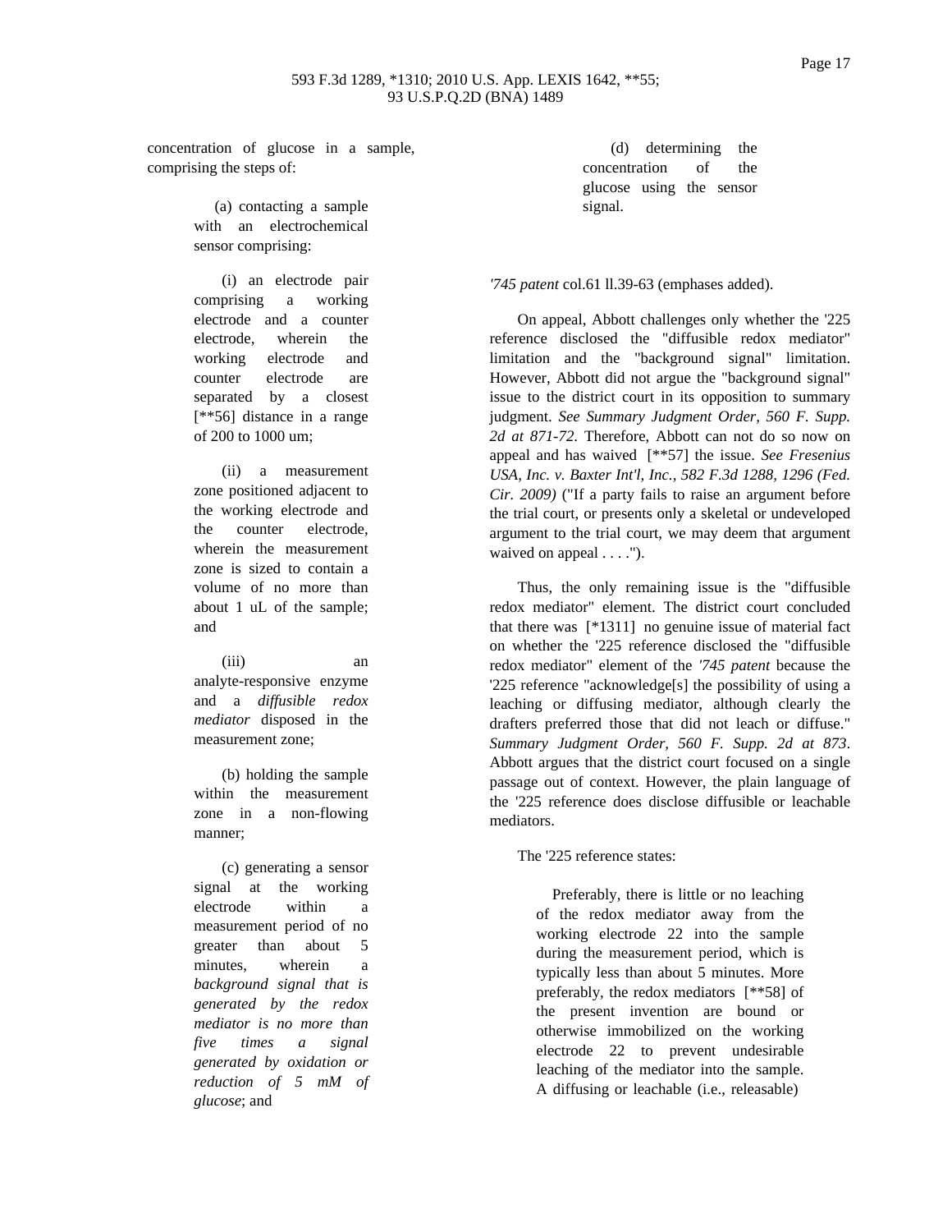concentration of glucose in a sample, comprising the steps of:

> (a) contacting a sample with an electrochemical sensor comprising:
>
> (i) an electrode pair comprising a working electrode and a counter electrode, wherein the working electrode and counter electrode are separated by a closest [**56] distance in a range of 200 to 1000 um;
>
> (ii) a measurement zone positioned adjacent to the working electrode and the counter electrode, wherein the measurement zone is sized to contain a volume of no more than about 1 uL of the sample; and
>
> (iii) an analyte-responsive enzyme and a *diffusible redox mediator* disposed in the measurement zone;
>
> (b) holding the sample within the measurement zone in a non-flowing manner;
>
> (c) generating a sensor signal at the working electrode within a measurement period of no greater than about 5 minutes, wherein a *background signal that is generated by the redox mediator is no more than five times a signal generated by oxidation or reduction of 5 mM of glucose*; and
>
> (d) determining the concentration of the glucose using the sensor signal.

*'745 patent* col.61 ll.39-63 (emphases added).

On appeal, Abbott challenges only whether the '225 reference disclosed the "diffusible redox mediator" limitation and the "background signal" limitation. However, Abbott did not argue the "background signal" issue to the district court in its opposition to summary judgment. *See Summary Judgment Order, 560 F. Supp. 2d at 871-72*. Therefore, Abbott can not do so now on appeal and has waived [**57] the issue. *See Fresenius USA, Inc. v. Baxter Int'l, Inc., 582 F.3d 1288, 1296 (Fed. Cir. 2009)* ("If a party fails to raise an argument before the trial court, or presents only a skeletal or undeveloped argument to the trial court, we may deem that argument waived on appeal . . . .").

Thus, the only remaining issue is the "diffusible redox mediator" element. The district court concluded that there was [*1311] no genuine issue of material fact on whether the '225 reference disclosed the "diffusible redox mediator" element of the *'745 patent* because the '225 reference "acknowledge[s] the possibility of using a leaching or diffusing mediator, although clearly the drafters preferred those that did not leach or diffuse." *Summary Judgment Order, 560 F. Supp. 2d at 873*. Abbott argues that the district court focused on a single passage out of context. However, the plain language of the '225 reference does disclose diffusible or leachable mediators.

The '225 reference states:

> Preferably, there is little or no leaching of the redox mediator away from the working electrode 22 into the sample during the measurement period, which is typically less than about 5 minutes. More preferably, the redox mediators [**58] of the present invention are bound or otherwise immobilized on the working electrode 22 to prevent undesirable leaching of the mediator into the sample. A diffusing or leachable (i.e., releasable)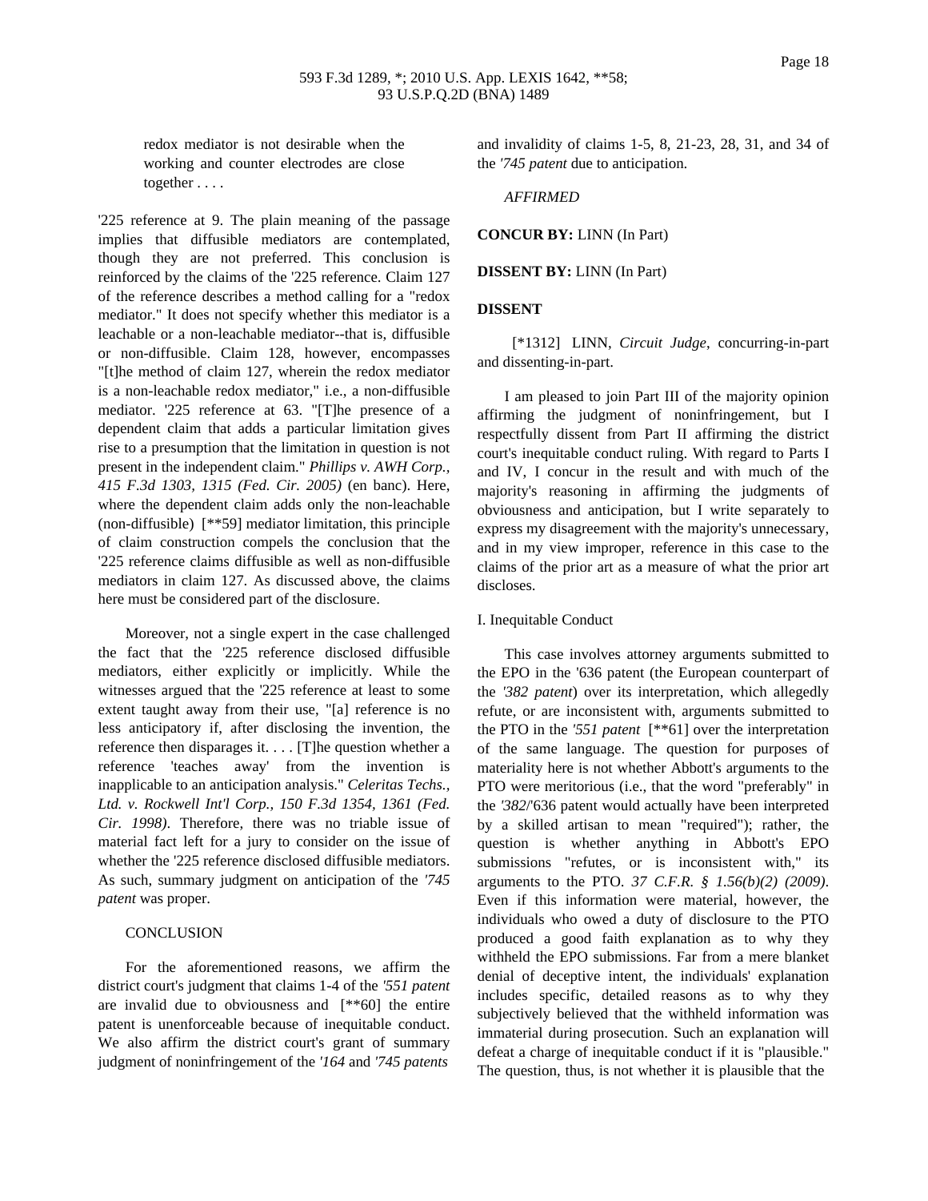redox mediator is not desirable when the working and counter electrodes are close together . . . .

'225 reference at 9. The plain meaning of the passage implies that diffusible mediators are contemplated, though they are not preferred. This conclusion is reinforced by the claims of the '225 reference. Claim 127 of the reference describes a method calling for a "redox mediator." It does not specify whether this mediator is a leachable or a non-leachable mediator--that is, diffusible or non-diffusible. Claim 128, however, encompasses "[t]he method of claim 127, wherein the redox mediator is a non-leachable redox mediator," i.e., a non-diffusible mediator. '225 reference at 63. "[T]he presence of a dependent claim that adds a particular limitation gives rise to a presumption that the limitation in question is not present in the independent claim." *Phillips v. AWH Corp., 415 F.3d 1303, 1315 (Fed. Cir. 2005)* (en banc). Here, where the dependent claim adds only the non-leachable (non-diffusible) [**59] mediator limitation, this principle of claim construction compels the conclusion that the '225 reference claims diffusible as well as non-diffusible mediators in claim 127. As discussed above, the claims here must be considered part of the disclosure.

Moreover, not a single expert in the case challenged the fact that the '225 reference disclosed diffusible mediators, either explicitly or implicitly. While the witnesses argued that the '225 reference at least to some extent taught away from their use, "[a] reference is no less anticipatory if, after disclosing the invention, the reference then disparages it. . . . [T]he question whether a reference 'teaches away' from the invention is inapplicable to an anticipation analysis." *Celeritas Techs., Ltd. v. Rockwell Int'l Corp., 150 F.3d 1354, 1361 (Fed. Cir. 1998)*. Therefore, there was no triable issue of material fact left for a jury to consider on the issue of whether the '225 reference disclosed diffusible mediators. As such, summary judgment on anticipation of the *'745 patent* was proper.

CONCLUSION

For the aforementioned reasons, we affirm the district court's judgment that claims 1-4 of the *'551 patent* are invalid due to obviousness and [**60] the entire patent is unenforceable because of inequitable conduct. We also affirm the district court's grant of summary judgment of noninfringement of the *'164* and *'745 patents* and invalidity of claims 1-5, 8, 21-23, 28, 31, and 34 of the *'745 patent* due to anticipation.

*AFFIRMED*

**CONCUR BY:** LINN (In Part)

**DISSENT BY:** LINN (In Part)

**DISSENT**

[*1312] LINN, *Circuit Judge*, concurring-in-part and dissenting-in-part.

I am pleased to join Part III of the majority opinion affirming the judgment of noninfringement, but I respectfully dissent from Part II affirming the district court's inequitable conduct ruling. With regard to Parts I and IV, I concur in the result and with much of the majority's reasoning in affirming the judgments of obviousness and anticipation, but I write separately to express my disagreement with the majority's unnecessary, and in my view improper, reference in this case to the claims of the prior art as a measure of what the prior art discloses.

I. Inequitable Conduct

This case involves attorney arguments submitted to the EPO in the '636 patent (the European counterpart of the *'382 patent*) over its interpretation, which allegedly refute, or are inconsistent with, arguments submitted to the PTO in the *'551 patent* [**61] over the interpretation of the same language. The question for purposes of materiality here is not whether Abbott's arguments to the PTO were meritorious (i.e., that the word "preferably" in the *'382*/'636 patent would actually have been interpreted by a skilled artisan to mean "required"); rather, the question is whether anything in Abbott's EPO submissions "refutes, or is inconsistent with," its arguments to the PTO. *37 C.F.R. § 1.56(b)(2) (2009)*. Even if this information were material, however, the individuals who owed a duty of disclosure to the PTO produced a good faith explanation as to why they withheld the EPO submissions. Far from a mere blanket denial of deceptive intent, the individuals' explanation includes specific, detailed reasons as to why they subjectively believed that the withheld information was immaterial during prosecution. Such an explanation will defeat a charge of inequitable conduct if it is "plausible." The question, thus, is not whether it is plausible that the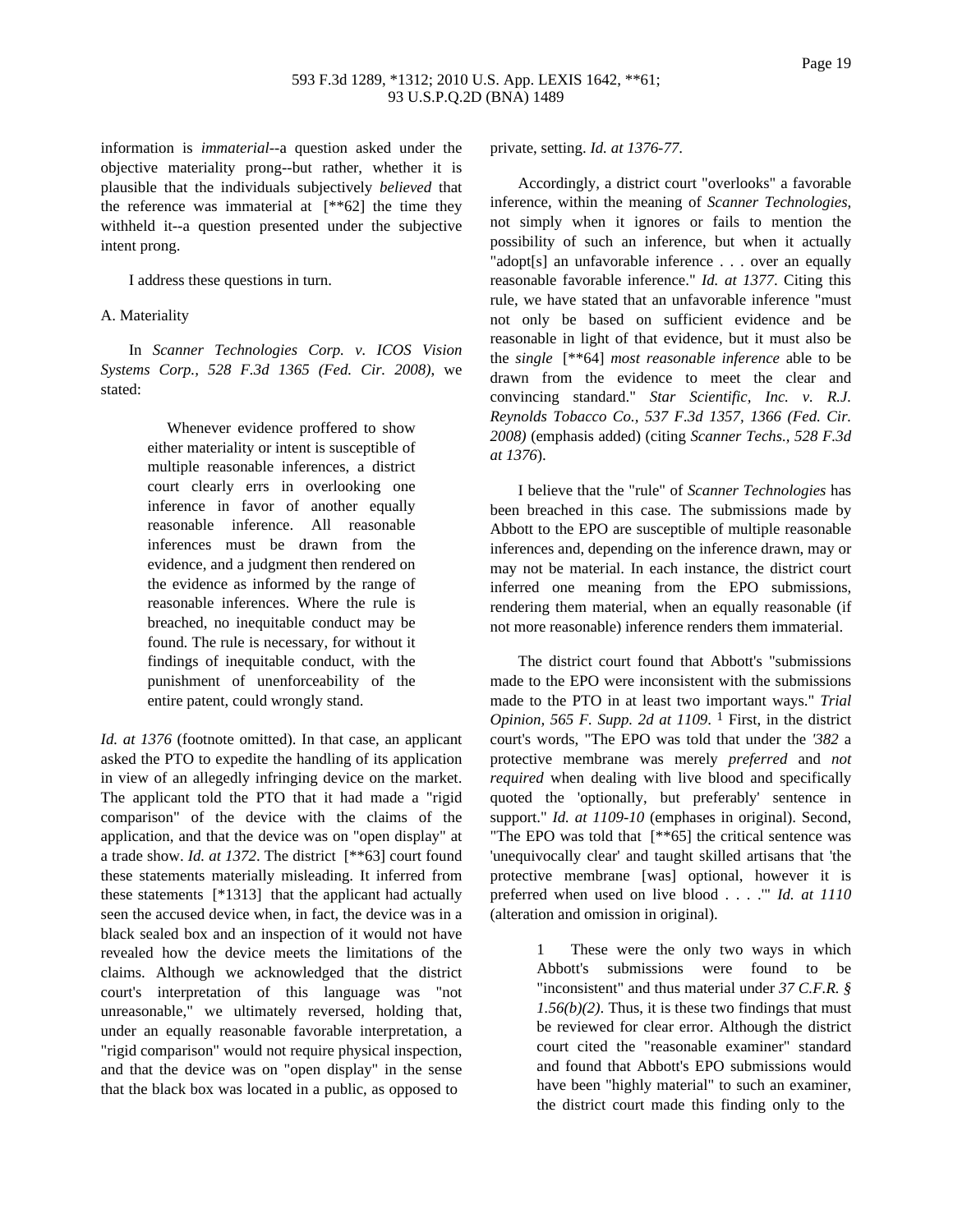information is *immaterial*--a question asked under the objective materiality prong--but rather, whether it is plausible that the individuals subjectively *believed* that the reference was immaterial at [**62] the time they withheld it--a question presented under the subjective intent prong.

I address these questions in turn.

A. Materiality

In *Scanner Technologies Corp. v. ICOS Vision Systems Corp., 528 F.3d 1365 (Fed. Cir. 2008)*, we stated:

> Whenever evidence proffered to show either materiality or intent is susceptible of multiple reasonable inferences, a district court clearly errs in overlooking one inference in favor of another equally reasonable inference. All reasonable inferences must be drawn from the evidence, and a judgment then rendered on the evidence as informed by the range of reasonable inferences. Where the rule is breached, no inequitable conduct may be found. The rule is necessary, for without it findings of inequitable conduct, with the punishment of unenforceability of the entire patent, could wrongly stand.

*Id. at 1376* (footnote omitted). In that case, an applicant asked the PTO to expedite the handling of its application in view of an allegedly infringing device on the market. The applicant told the PTO that it had made a "rigid comparison" of the device with the claims of the application, and that the device was on "open display" at a trade show. *Id. at 1372*. The district [**63] court found these statements materially misleading. It inferred from these statements [*1313] that the applicant had actually seen the accused device when, in fact, the device was in a black sealed box and an inspection of it would not have revealed how the device meets the limitations of the claims. Although we acknowledged that the district court's interpretation of this language was "not unreasonable," we ultimately reversed, holding that, under an equally reasonable favorable interpretation, a "rigid comparison" would not require physical inspection, and that the device was on "open display" in the sense that the black box was located in a public, as opposed to private, setting. *Id. at 1376-77*.

Accordingly, a district court "overlooks" a favorable inference, within the meaning of *Scanner Technologies*, not simply when it ignores or fails to mention the possibility of such an inference, but when it actually "adopt[s] an unfavorable inference . . . over an equally reasonable favorable inference." *Id. at 1377*. Citing this rule, we have stated that an unfavorable inference "must not only be based on sufficient evidence and be reasonable in light of that evidence, but it must also be the *single* [**64] *most reasonable inference* able to be drawn from the evidence to meet the clear and convincing standard." *Star Scientific, Inc. v. R.J. Reynolds Tobacco Co., 537 F.3d 1357, 1366 (Fed. Cir. 2008)* (emphasis added) (citing *Scanner Techs., 528 F.3d at 1376*).

I believe that the "rule" of *Scanner Technologies* has been breached in this case. The submissions made by Abbott to the EPO are susceptible of multiple reasonable inferences and, depending on the inference drawn, may or may not be material. In each instance, the district court inferred one meaning from the EPO submissions, rendering them material, when an equally reasonable (if not more reasonable) inference renders them immaterial.

The district court found that Abbott's "submissions made to the EPO were inconsistent with the submissions made to the PTO in at least two important ways." *Trial Opinion, 565 F. Supp. 2d at 1109*. [1] First, in the district court's words, "The EPO was told that under the *'382* a protective membrane was merely *preferred* and *not required* when dealing with live blood and specifically quoted the 'optionally, but preferably' sentence in support." *Id. at 1109-10* (emphases in original). Second, "The EPO was told that [**65] the critical sentence was 'unequivocally clear' and taught skilled artisans that 'the protective membrane [was] optional, however it is preferred when used on live blood . . . .'" *Id. at 1110* (alteration and omission in original).

> 1 These were the only two ways in which Abbott's submissions were found to be "inconsistent" and thus material under *37 C.F.R. § 1.56(b)(2)*. Thus, it is these two findings that must be reviewed for clear error. Although the district court cited the "reasonable examiner" standard and found that Abbott's EPO submissions would have been "highly material" to such an examiner, the district court made this finding only to the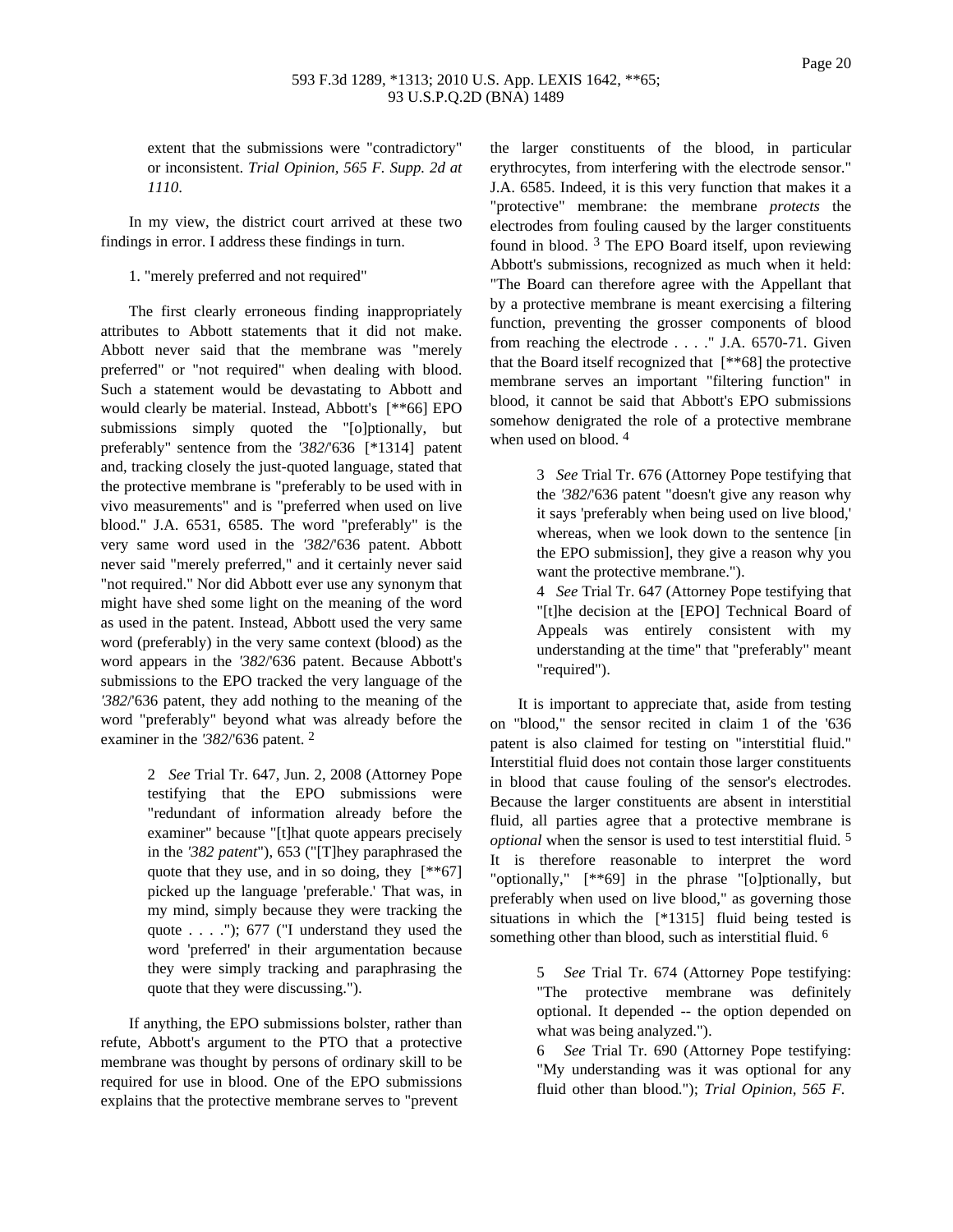extent that the submissions were "contradictory" or inconsistent. *Trial Opinion, 565 F. Supp. 2d at 1110*.

In my view, the district court arrived at these two findings in error. I address these findings in turn.

1. "merely preferred and not required"

The first clearly erroneous finding inappropriately attributes to Abbott statements that it did not make. Abbott never said that the membrane was "merely preferred" or "not required" when dealing with blood. Such a statement would be devastating to Abbott and would clearly be material. Instead, Abbott's [**66] EPO submissions simply quoted the "[o]ptionally, but preferably" sentence from the *'382*/'636 [*1314] patent and, tracking closely the just-quoted language, stated that the protective membrane is "preferably to be used with in vivo measurements" and is "preferred when used on live blood." J.A. 6531, 6585. The word "preferably" is the very same word used in the *'382*/'636 patent. Abbott never said "merely preferred," and it certainly never said "not required." Nor did Abbott ever use any synonym that might have shed some light on the meaning of the word as used in the patent. Instead, Abbott used the very same word (preferably) in the very same context (blood) as the word appears in the *'382*/'636 patent. Because Abbott's submissions to the EPO tracked the very language of the *'382*/'636 patent, they add nothing to the meaning of the word "preferably" beyond what was already before the examiner in the *'382*/'636 patent. [2]

> 2 *See* Trial Tr. 647, Jun. 2, 2008 (Attorney Pope testifying that the EPO submissions were "redundant of information already before the examiner" because "[t]hat quote appears precisely in the *'382 patent*"), 653 ("[T]hey paraphrased the quote that they use, and in so doing, they [**67] picked up the language 'preferable.' That was, in my mind, simply because they were tracking the quote . . . ."); 677 ("I understand they used the word 'preferred' in their argumentation because they were simply tracking and paraphrasing the quote that they were discussing.").

If anything, the EPO submissions bolster, rather than refute, Abbott's argument to the PTO that a protective membrane was thought by persons of ordinary skill to be required for use in blood. One of the EPO submissions explains that the protective membrane serves to "prevent the larger constituents of the blood, in particular erythrocytes, from interfering with the electrode sensor." J.A. 6585. Indeed, it is this very function that makes it a "protective" membrane: the membrane *protects* the electrodes from fouling caused by the larger constituents found in blood. [3] The EPO Board itself, upon reviewing Abbott's submissions, recognized as much when it held: "The Board can therefore agree with the Appellant that by a protective membrane is meant exercising a filtering function, preventing the grosser components of blood from reaching the electrode . . . ." J.A. 6570-71. Given that the Board itself recognized that [**68] the protective membrane serves an important "filtering function" in blood, it cannot be said that Abbott's EPO submissions somehow denigrated the role of a protective membrane when used on blood. [4]

> 3 *See* Trial Tr. 676 (Attorney Pope testifying that the *'382*/'636 patent "doesn't give any reason why it says 'preferably when being used on live blood,' whereas, when we look down to the sentence [in the EPO submission], they give a reason why you want the protective membrane.").
>
> 4 *See* Trial Tr. 647 (Attorney Pope testifying that "[t]he decision at the [EPO] Technical Board of Appeals was entirely consistent with my understanding at the time" that "preferably" meant "required").

It is important to appreciate that, aside from testing on "blood," the sensor recited in claim 1 of the '636 patent is also claimed for testing on "interstitial fluid." Interstitial fluid does not contain those larger constituents in blood that cause fouling of the sensor's electrodes. Because the larger constituents are absent in interstitial fluid, all parties agree that a protective membrane is *optional* when the sensor is used to test interstitial fluid. [5] It is therefore reasonable to interpret the word "optionally," [**69] in the phrase "[o]ptionally, but preferably when used on live blood," as governing those situations in which the [*1315] fluid being tested is something other than blood, such as interstitial fluid. [6]

> 5 *See* Trial Tr. 674 (Attorney Pope testifying: "The protective membrane was definitely optional. It depended -- the option depended on what was being analyzed.").
>
> 6 *See* Trial Tr. 690 (Attorney Pope testifying: "My understanding was it was optional for any fluid other than blood."); *Trial Opinion, 565 F.*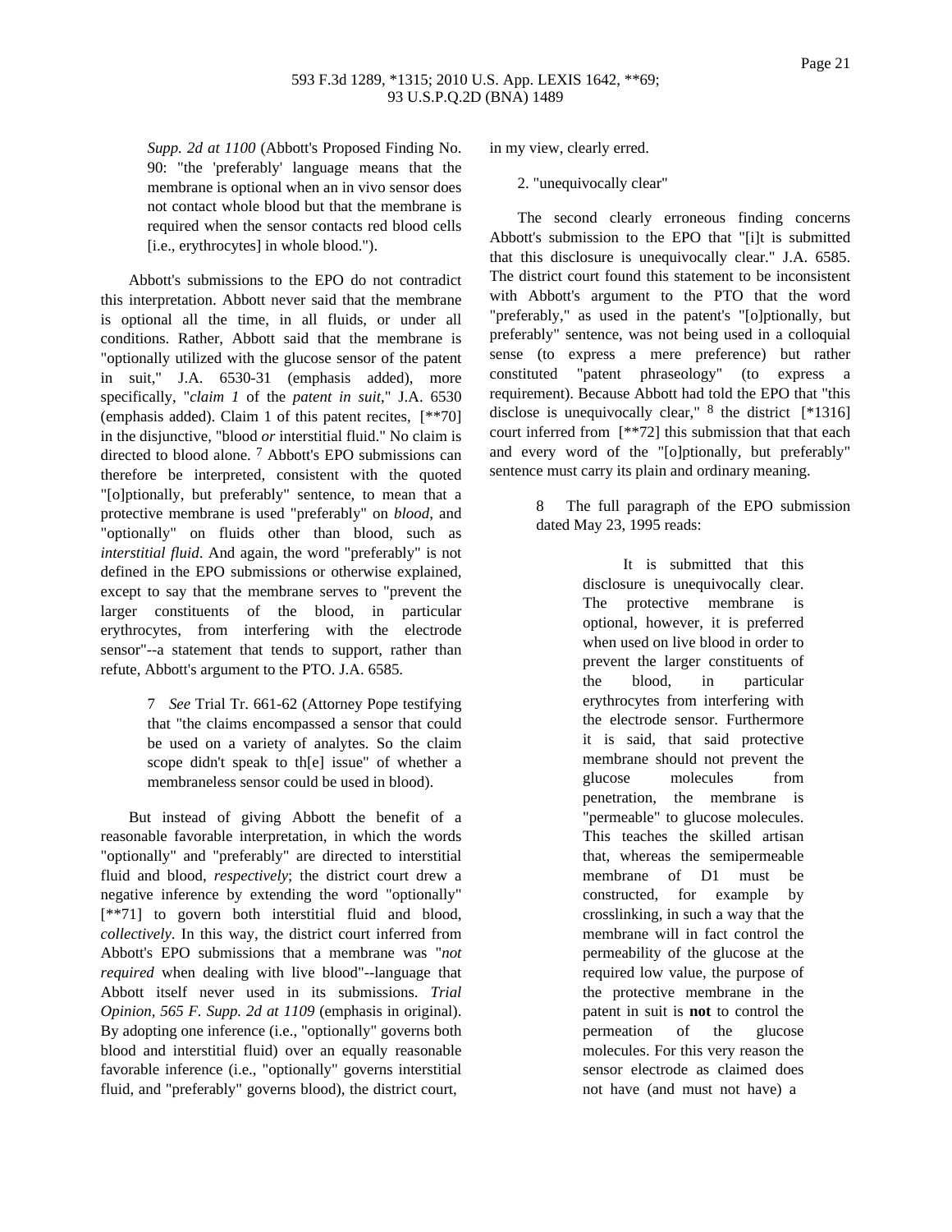*Supp. 2d at 1100* (Abbott's Proposed Finding No. 90: "the 'preferably' language means that the membrane is optional when an in vivo sensor does not contact whole blood but that the membrane is required when the sensor contacts red blood cells [i.e., erythrocytes] in whole blood.").

Abbott's submissions to the EPO do not contradict this interpretation. Abbott never said that the membrane is optional all the time, in all fluids, or under all conditions. Rather, Abbott said that the membrane is "optionally utilized with the glucose sensor of the patent in suit," J.A. 6530-31 (emphasis added), more specifically, "*claim 1* of the *patent in suit*," J.A. 6530 (emphasis added). Claim 1 of this patent recites, [**70] in the disjunctive, "blood *or* interstitial fluid." No claim is directed to blood alone. [7] Abbott's EPO submissions can therefore be interpreted, consistent with the quoted "[o]ptionally, but preferably" sentence, to mean that a protective membrane is used "preferably" on *blood*, and "optionally" on fluids other than blood, such as *interstitial fluid*. And again, the word "preferably" is not defined in the EPO submissions or otherwise explained, except to say that the membrane serves to "prevent the larger constituents of the blood, in particular erythrocytes, from interfering with the electrode sensor"--a statement that tends to support, rather than refute, Abbott's argument to the PTO. J.A. 6585.

> 7 *See* Trial Tr. 661-62 (Attorney Pope testifying that "the claims encompassed a sensor that could be used on a variety of analytes. So the claim scope didn't speak to th[e] issue" of whether a membraneless sensor could be used in blood).

But instead of giving Abbott the benefit of a reasonable favorable interpretation, in which the words "optionally" and "preferably" are directed to interstitial fluid and blood, *respectively*; the district court drew a negative inference by extending the word "optionally" [**71] to govern both interstitial fluid and blood, *collectively*. In this way, the district court inferred from Abbott's EPO submissions that a membrane was "*not required* when dealing with live blood"--language that Abbott itself never used in its submissions. *Trial Opinion, 565 F. Supp. 2d at 1109* (emphasis in original). By adopting one inference (i.e., "optionally" governs both blood and interstitial fluid) over an equally reasonable favorable inference (i.e., "optionally" governs interstitial fluid, and "preferably" governs blood), the district court, in my view, clearly erred.

2. "unequivocally clear"

The second clearly erroneous finding concerns Abbott's submission to the EPO that "[i]t is submitted that this disclosure is unequivocally clear." J.A. 6585. The district court found this statement to be inconsistent with Abbott's argument to the PTO that the word "preferably," as used in the patent's "[o]ptionally, but preferably" sentence, was not being used in a colloquial sense (to express a mere preference) but rather constituted "patent phraseology" (to express a requirement). Because Abbott had told the EPO that "this disclose is unequivocally clear," [8] the district [*1316] court inferred from [**72] this submission that that each and every word of the "[o]ptionally, but preferably" sentence must carry its plain and ordinary meaning.

> 8 The full paragraph of the EPO submission dated May 23, 1995 reads:
>
> > It is submitted that this disclosure is unequivocally clear. The protective membrane is optional, however, it is preferred when used on live blood in order to prevent the larger constituents of the blood, in particular erythrocytes from interfering with the electrode sensor. Furthermore it is said, that said protective membrane should not prevent the glucose molecules from penetration, the membrane is "permeable" to glucose molecules. This teaches the skilled artisan that, whereas the semipermeable membrane of D1 must be constructed, for example by crosslinking, in such a way that the membrane will in fact control the permeability of the glucose at the required low value, the purpose of the protective membrane in the patent in suit is **not** to control the permeation of the glucose molecules. For this very reason the sensor electrode as claimed does not have (and must not have) a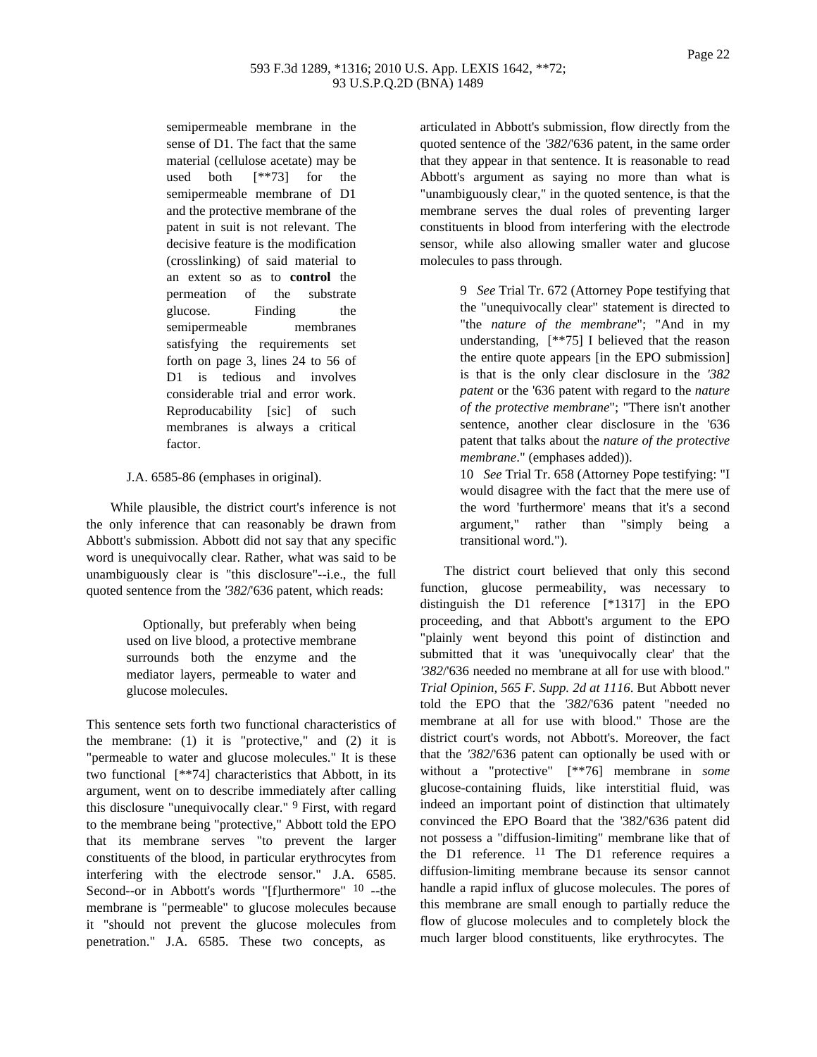semipermeable membrane in the sense of D1. The fact that the same material (cellulose acetate) may be used both [**73] for the semipermeable membrane of D1 and the protective membrane of the patent in suit is not relevant. The decisive feature is the modification (crosslinking) of said material to an extent so as to **control** the permeation of the substrate glucose. Finding the semipermeable membranes satisfying the requirements set forth on page 3, lines 24 to 56 of D1 is tedious and involves considerable trial and error work. Reproducability [sic] of such membranes is always a critical factor.

J.A. 6585-86 (emphases in original).

While plausible, the district court's inference is not the only inference that can reasonably be drawn from Abbott's submission. Abbott did not say that any specific word is unequivocally clear. Rather, what was said to be unambiguously clear is "this disclosure"--i.e., the full quoted sentence from the *'382*/'636 patent, which reads:

> Optionally, but preferably when being used on live blood, a protective membrane surrounds both the enzyme and the mediator layers, permeable to water and glucose molecules.

This sentence sets forth two functional characteristics of the membrane: (1) it is "protective," and (2) it is "permeable to water and glucose molecules." It is these two functional [**74] characteristics that Abbott, in its argument, went on to describe immediately after calling this disclosure "unequivocally clear." [9] First, with regard to the membrane being "protective," Abbott told the EPO that its membrane serves "to prevent the larger constituents of the blood, in particular erythrocytes from interfering with the electrode sensor." J.A. 6585. Second--or in Abbott's words "[f]urthermore" [10] --the membrane is "permeable" to glucose molecules because it "should not prevent the glucose molecules from penetration." J.A. 6585. These two concepts, as articulated in Abbott's submission, flow directly from the quoted sentence of the *'382*/'636 patent, in the same order that they appear in that sentence. It is reasonable to read Abbott's argument as saying no more than what is "unambiguously clear," in the quoted sentence, is that the membrane serves the dual roles of preventing larger constituents in blood from interfering with the electrode sensor, while also allowing smaller water and glucose molecules to pass through.

9 *See* Trial Tr. 672 (Attorney Pope testifying that the "unequivocally clear" statement is directed to "the *nature of the membrane*"; "And in my understanding, [**75] I believed that the reason the entire quote appears [in the EPO submission] is that is the only clear disclosure in the *'382 patent* or the '636 patent with regard to the *nature of the protective membrane*"; "There isn't another sentence, another clear disclosure in the '636 patent that talks about the *nature of the protective membrane*." (emphases added)).

10 *See* Trial Tr. 658 (Attorney Pope testifying: "I would disagree with the fact that the mere use of the word 'furthermore' means that it's a second argument," rather than "simply being a transitional word.").

The district court believed that only this second function, glucose permeability, was necessary to distinguish the D1 reference [*1317] in the EPO proceeding, and that Abbott's argument to the EPO "plainly went beyond this point of distinction and submitted that it was 'unequivocally clear' that the *'382*/'636 needed no membrane at all for use with blood." *Trial Opinion, 565 F. Supp. 2d at 1116*. But Abbott never told the EPO that the *'382*/'636 patent "needed no membrane at all for use with blood." Those are the district court's words, not Abbott's. Moreover, the fact that the *'382*/'636 patent can optionally be used with or without a "protective" [**76] membrane in *some* glucose-containing fluids, like interstitial fluid, was indeed an important point of distinction that ultimately convinced the EPO Board that the '382/'636 patent did not possess a "diffusion-limiting" membrane like that of the D1 reference. [11] The D1 reference requires a diffusion-limiting membrane because its sensor cannot handle a rapid influx of glucose molecules. The pores of this membrane are small enough to partially reduce the flow of glucose molecules and to completely block the much larger blood constituents, like erythrocytes. The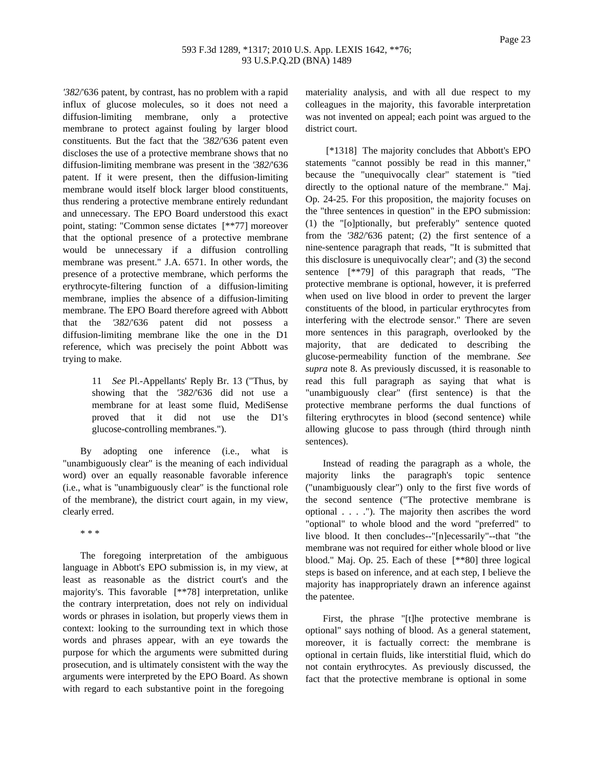'382/'636 patent, by contrast, has no problem with a rapid influx of glucose molecules, so it does not need a diffusion-limiting membrane, only a protective membrane to protect against fouling by larger blood constituents. But the fact that the '382/'636 patent even discloses the use of a protective membrane shows that no diffusion-limiting membrane was present in the '382/'636 patent. If it were present, then the diffusion-limiting membrane would itself block larger blood constituents, thus rendering a protective membrane entirely redundant and unnecessary. The EPO Board understood this exact point, stating: "Common sense dictates [**77] moreover that the optional presence of a protective membrane would be unnecessary if a diffusion controlling membrane was present." J.A. 6571. In other words, the presence of a protective membrane, which performs the erythrocyte-filtering function of a diffusion-limiting membrane, implies the absence of a diffusion-limiting membrane. The EPO Board therefore agreed with Abbott that the '382/'636 patent did not possess a diffusion-limiting membrane like the one in the D1 reference, which was precisely the point Abbott was trying to make.

> 11 *See* Pl.-Appellants' Reply Br. 13 ("Thus, by showing that the '382/'636 did not use a membrane for at least some fluid, MediSense proved that it did not use the D1's glucose-controlling membranes.").

By adopting one inference (i.e., what is "unambiguously clear" is the meaning of each individual word) over an equally reasonable favorable inference (i.e., what is "unambiguously clear" is the functional role of the membrane), the district court again, in my view, clearly erred.

\* \* \*

The foregoing interpretation of the ambiguous language in Abbott's EPO submission is, in my view, at least as reasonable as the district court's and the majority's. This favorable [**78] interpretation, unlike the contrary interpretation, does not rely on individual words or phrases in isolation, but properly views them in context: looking to the surrounding text in which those words and phrases appear, with an eye towards the purpose for which the arguments were submitted during prosecution, and is ultimately consistent with the way the arguments were interpreted by the EPO Board. As shown with regard to each substantive point in the foregoing materiality analysis, and with all due respect to my colleagues in the majority, this favorable interpretation was not invented on appeal; each point was argued to the district court.

[*1318] The majority concludes that Abbott's EPO statements "cannot possibly be read in this manner," because the "unequivocally clear" statement is "tied directly to the optional nature of the membrane." Maj. Op. 24-25. For this proposition, the majority focuses on the "three sentences in question" in the EPO submission: (1) the "[o]ptionally, but preferably" sentence quoted from the '382/'636 patent; (2) the first sentence of a nine-sentence paragraph that reads, "It is submitted that this disclosure is unequivocally clear"; and (3) the second sentence [**79] of this paragraph that reads, "The protective membrane is optional, however, it is preferred when used on live blood in order to prevent the larger constituents of the blood, in particular erythrocytes from interfering with the electrode sensor." There are seven more sentences in this paragraph, overlooked by the majority, that are dedicated to describing the glucose-permeability function of the membrane. *See supra* note 8. As previously discussed, it is reasonable to read this full paragraph as saying that what is "unambiguously clear" (first sentence) is that the protective membrane performs the dual functions of filtering erythrocytes in blood (second sentence) while allowing glucose to pass through (third through ninth sentences).

Instead of reading the paragraph as a whole, the majority links the paragraph's topic sentence ("unambiguously clear") only to the first five words of the second sentence ("The protective membrane is optional . . . ."). The majority then ascribes the word "optional" to whole blood and the word "preferred" to live blood. It then concludes--"[n]ecessarily"--that "the membrane was not required for either whole blood or live blood." Maj. Op. 25. Each of these [**80] three logical steps is based on inference, and at each step, I believe the majority has inappropriately drawn an inference against the patentee.

First, the phrase "[t]he protective membrane is optional" says nothing of blood. As a general statement, moreover, it is factually correct: the membrane is optional in certain fluids, like interstitial fluid, which do not contain erythrocytes. As previously discussed, the fact that the protective membrane is optional in some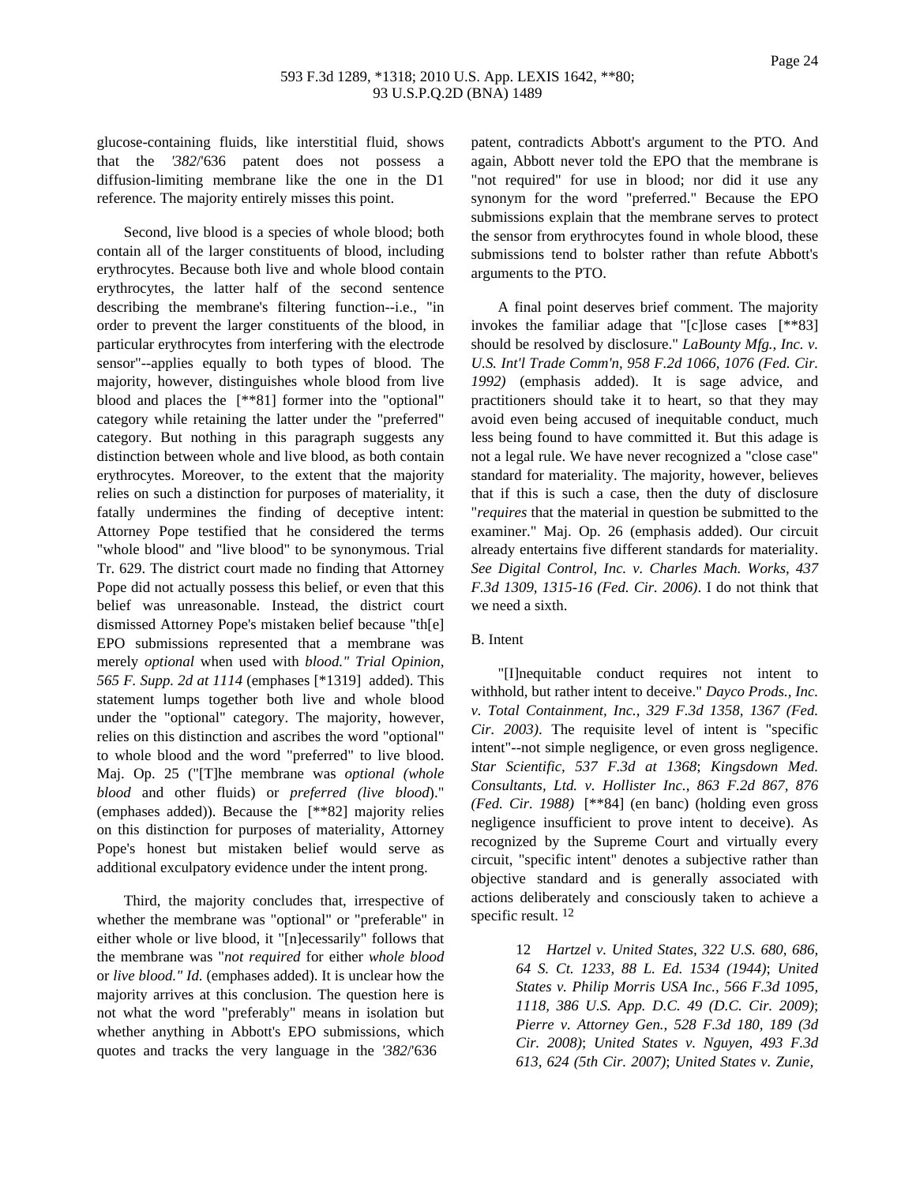glucose-containing fluids, like interstitial fluid, shows that the *'382*/'636 patent does not possess a diffusion-limiting membrane like the one in the D1 reference. The majority entirely misses this point.

Second, live blood is a species of whole blood; both contain all of the larger constituents of blood, including erythrocytes. Because both live and whole blood contain erythrocytes, the latter half of the second sentence describing the membrane's filtering function--i.e., "in order to prevent the larger constituents of the blood, in particular erythrocytes from interfering with the electrode sensor"--applies equally to both types of blood. The majority, however, distinguishes whole blood from live blood and places the [**81] former into the "optional" category while retaining the latter under the "preferred" category. But nothing in this paragraph suggests any distinction between whole and live blood, as both contain erythrocytes. Moreover, to the extent that the majority relies on such a distinction for purposes of materiality, it fatally undermines the finding of deceptive intent: Attorney Pope testified that he considered the terms "whole blood" and "live blood" to be synonymous. Trial Tr. 629. The district court made no finding that Attorney Pope did not actually possess this belief, or even that this belief was unreasonable. Instead, the district court dismissed Attorney Pope's mistaken belief because "th[e] EPO submissions represented that a membrane was merely *optional* when used with *blood." Trial Opinion, 565 F. Supp. 2d at 1114* (emphases [*1319] added). This statement lumps together both live and whole blood under the "optional" category. The majority, however, relies on this distinction and ascribes the word "optional" to whole blood and the word "preferred" to live blood. Maj. Op. 25 ("[T]he membrane was *optional (whole blood* and other fluids) or *preferred (live blood*)." (emphases added)). Because the [**82] majority relies on this distinction for purposes of materiality, Attorney Pope's honest but mistaken belief would serve as additional exculpatory evidence under the intent prong.

Third, the majority concludes that, irrespective of whether the membrane was "optional" or "preferable" in either whole or live blood, it "[n]ecessarily" follows that the membrane was "*not required* for either *whole blood* or *live blood." Id.* (emphases added). It is unclear how the majority arrives at this conclusion. The question here is not what the word "preferably" means in isolation but whether anything in Abbott's EPO submissions, which quotes and tracks the very language in the *'382*/'636 patent, contradicts Abbott's argument to the PTO. And again, Abbott never told the EPO that the membrane is "not required" for use in blood; nor did it use any synonym for the word "preferred." Because the EPO submissions explain that the membrane serves to protect the sensor from erythrocytes found in whole blood, these submissions tend to bolster rather than refute Abbott's arguments to the PTO.

A final point deserves brief comment. The majority invokes the familiar adage that "[c]lose cases [**83] should be resolved by disclosure." *LaBounty Mfg., Inc. v. U.S. Int'l Trade Comm'n, 958 F.2d 1066, 1076 (Fed. Cir. 1992)* (emphasis added). It is sage advice, and practitioners should take it to heart, so that they may avoid even being accused of inequitable conduct, much less being found to have committed it. But this adage is not a legal rule. We have never recognized a "close case" standard for materiality. The majority, however, believes that if this is such a case, then the duty of disclosure "*requires* that the material in question be submitted to the examiner." Maj. Op. 26 (emphasis added). Our circuit already entertains five different standards for materiality. *See Digital Control, Inc. v. Charles Mach. Works, 437 F.3d 1309, 1315-16 (Fed. Cir. 2006)*. I do not think that we need a sixth.

B. Intent

"[I]nequitable conduct requires not intent to withhold, but rather intent to deceive." *Dayco Prods., Inc. v. Total Containment, Inc., 329 F.3d 1358, 1367 (Fed. Cir. 2003)*. The requisite level of intent is "specific intent"--not simple negligence, or even gross negligence. *Star Scientific, 537 F.3d at 1368*; *Kingsdown Med. Consultants, Ltd. v. Hollister Inc., 863 F.2d 867, 876 (Fed. Cir. 1988)* [**84] (en banc) (holding even gross negligence insufficient to prove intent to deceive). As recognized by the Supreme Court and virtually every circuit, "specific intent" denotes a subjective rather than objective standard and is generally associated with actions deliberately and consciously taken to achieve a specific result. [12]

> 12 *Hartzel v. United States, 322 U.S. 680, 686, 64 S. Ct. 1233, 88 L. Ed. 1534 (1944)*; *United States v. Philip Morris USA Inc., 566 F.3d 1095, 1118, 386 U.S. App. D.C. 49 (D.C. Cir. 2009)*; *Pierre v. Attorney Gen., 528 F.3d 180, 189 (3d Cir. 2008)*; *United States v. Nguyen, 493 F.3d 613, 624 (5th Cir. 2007)*; *United States v. Zunie,*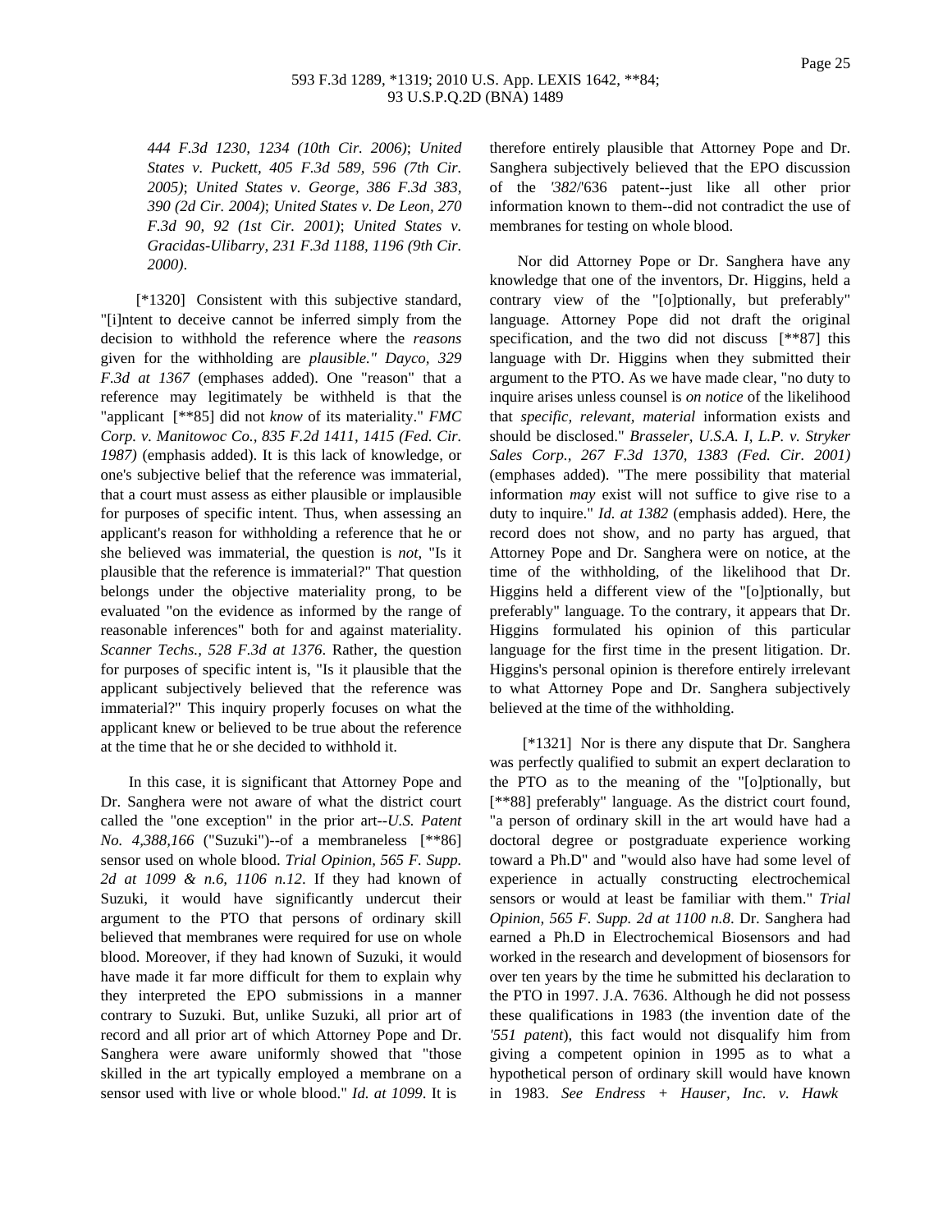*444 F.3d 1230, 1234 (10th Cir. 2006)*; *United States v. Puckett, 405 F.3d 589, 596 (7th Cir. 2005)*; *United States v. George, 386 F.3d 383, 390 (2d Cir. 2004)*; *United States v. De Leon, 270 F.3d 90, 92 (1st Cir. 2001)*; *United States v. Gracidas-Ulibarry, 231 F.3d 1188, 1196 (9th Cir. 2000)*.

[*1320] Consistent with this subjective standard, "[i]ntent to deceive cannot be inferred simply from the decision to withhold the reference where the *reasons* given for the withholding are *plausible." Dayco, 329 F.3d at 1367* (emphases added). One "reason" that a reference may legitimately be withheld is that the "applicant [**85] did not *know* of its materiality." *FMC Corp. v. Manitowoc Co., 835 F.2d 1411, 1415 (Fed. Cir. 1987)* (emphasis added). It is this lack of knowledge, or one's subjective belief that the reference was immaterial, that a court must assess as either plausible or implausible for purposes of specific intent. Thus, when assessing an applicant's reason for withholding a reference that he or she believed was immaterial, the question is *not*, "Is it plausible that the reference is immaterial?" That question belongs under the objective materiality prong, to be evaluated "on the evidence as informed by the range of reasonable inferences" both for and against materiality. *Scanner Techs., 528 F.3d at 1376*. Rather, the question for purposes of specific intent is, "Is it plausible that the applicant subjectively believed that the reference was immaterial?" This inquiry properly focuses on what the applicant knew or believed to be true about the reference at the time that he or she decided to withhold it.

In this case, it is significant that Attorney Pope and Dr. Sanghera were not aware of what the district court called the "one exception" in the prior art--*U.S. Patent No. 4,388,166* ("Suzuki")--of a membraneless [**86] sensor used on whole blood. *Trial Opinion, 565 F. Supp. 2d at 1099 & n.6, 1106 n.12*. If they had known of Suzuki, it would have significantly undercut their argument to the PTO that persons of ordinary skill believed that membranes were required for use on whole blood. Moreover, if they had known of Suzuki, it would have made it far more difficult for them to explain why they interpreted the EPO submissions in a manner contrary to Suzuki. But, unlike Suzuki, all prior art of record and all prior art of which Attorney Pope and Dr. Sanghera were aware uniformly showed that "those skilled in the art typically employed a membrane on a sensor used with live or whole blood." *Id. at 1099*. It is therefore entirely plausible that Attorney Pope and Dr. Sanghera subjectively believed that the EPO discussion of the *'382*/'636 patent--just like all other prior information known to them--did not contradict the use of membranes for testing on whole blood.

Nor did Attorney Pope or Dr. Sanghera have any knowledge that one of the inventors, Dr. Higgins, held a contrary view of the "[o]ptionally, but preferably" language. Attorney Pope did not draft the original specification, and the two did not discuss [**87] this language with Dr. Higgins when they submitted their argument to the PTO. As we have made clear, "no duty to inquire arises unless counsel is *on notice* of the likelihood that *specific, relevant, material* information exists and should be disclosed." *Brasseler, U.S.A. I, L.P. v. Stryker Sales Corp., 267 F.3d 1370, 1383 (Fed. Cir. 2001)* (emphases added). "The mere possibility that material information *may* exist will not suffice to give rise to a duty to inquire." *Id. at 1382* (emphasis added). Here, the record does not show, and no party has argued, that Attorney Pope and Dr. Sanghera were on notice, at the time of the withholding, of the likelihood that Dr. Higgins held a different view of the "[o]ptionally, but preferably" language. To the contrary, it appears that Dr. Higgins formulated his opinion of this particular language for the first time in the present litigation. Dr. Higgins's personal opinion is therefore entirely irrelevant to what Attorney Pope and Dr. Sanghera subjectively believed at the time of the withholding.

[*1321] Nor is there any dispute that Dr. Sanghera was perfectly qualified to submit an expert declaration to the PTO as to the meaning of the "[o]ptionally, but [**88] preferably" language. As the district court found, "a person of ordinary skill in the art would have had a doctoral degree or postgraduate experience working toward a Ph.D" and "would also have had some level of experience in actually constructing electrochemical sensors or would at least be familiar with them." *Trial Opinion, 565 F. Supp. 2d at 1100 n.8*. Dr. Sanghera had earned a Ph.D in Electrochemical Biosensors and had worked in the research and development of biosensors for over ten years by the time he submitted his declaration to the PTO in 1997. J.A. 7636. Although he did not possess these qualifications in 1983 (the invention date of the *'551 patent*), this fact would not disqualify him from giving a competent opinion in 1995 as to what a hypothetical person of ordinary skill would have known in 1983. *See Endress + Hauser, Inc. v. Hawk*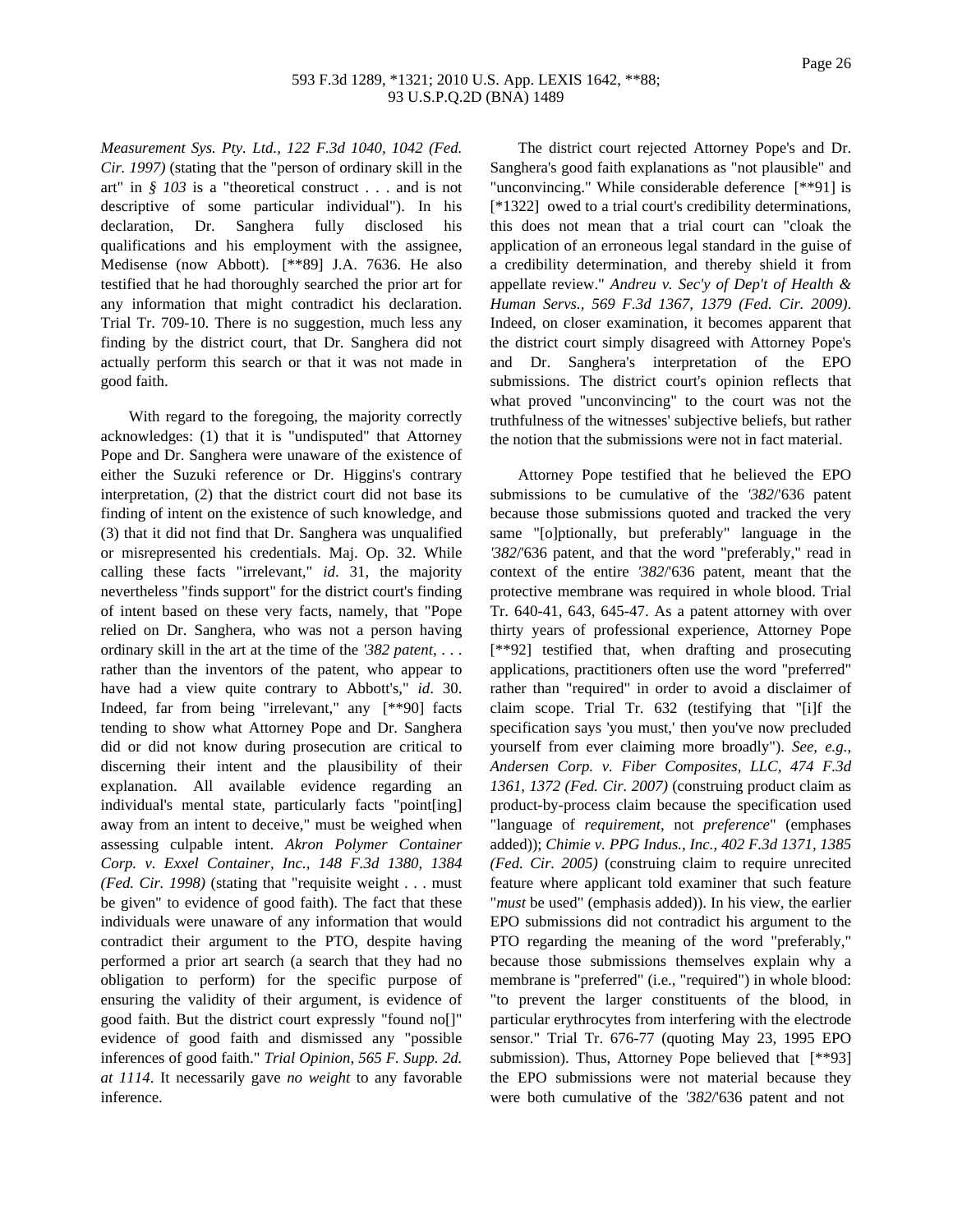*Measurement Sys. Pty. Ltd., 122 F.3d 1040, 1042 (Fed. Cir. 1997)* (stating that the "person of ordinary skill in the art" in *§ 103* is a "theoretical construct . . . and is not descriptive of some particular individual"). In his declaration, Dr. Sanghera fully disclosed his qualifications and his employment with the assignee, Medisense (now Abbott). [**89] J.A. 7636. He also testified that he had thoroughly searched the prior art for any information that might contradict his declaration. Trial Tr. 709-10. There is no suggestion, much less any finding by the district court, that Dr. Sanghera did not actually perform this search or that it was not made in good faith.

With regard to the foregoing, the majority correctly acknowledges: (1) that it is "undisputed" that Attorney Pope and Dr. Sanghera were unaware of the existence of either the Suzuki reference or Dr. Higgins's contrary interpretation, (2) that the district court did not base its finding of intent on the existence of such knowledge, and (3) that it did not find that Dr. Sanghera was unqualified or misrepresented his credentials. Maj. Op. 32. While calling these facts "irrelevant," *id*. 31, the majority nevertheless "finds support" for the district court's finding of intent based on these very facts, namely, that "Pope relied on Dr. Sanghera, who was not a person having ordinary skill in the art at the time of the *'382 patent*, . . . rather than the inventors of the patent, who appear to have had a view quite contrary to Abbott's," *id*. 30. Indeed, far from being "irrelevant," any [**90] facts tending to show what Attorney Pope and Dr. Sanghera did or did not know during prosecution are critical to discerning their intent and the plausibility of their explanation. All available evidence regarding an individual's mental state, particularly facts "point[ing] away from an intent to deceive," must be weighed when assessing culpable intent. *Akron Polymer Container Corp. v. Exxel Container, Inc., 148 F.3d 1380, 1384 (Fed. Cir. 1998)* (stating that "requisite weight . . . must be given" to evidence of good faith). The fact that these individuals were unaware of any information that would contradict their argument to the PTO, despite having performed a prior art search (a search that they had no obligation to perform) for the specific purpose of ensuring the validity of their argument, is evidence of good faith. But the district court expressly "found no[]" evidence of good faith and dismissed any "possible inferences of good faith." *Trial Opinion, 565 F. Supp. 2d. at 1114*. It necessarily gave *no weight* to any favorable inference.

The district court rejected Attorney Pope's and Dr. Sanghera's good faith explanations as "not plausible" and "unconvincing." While considerable deference [**91] is [*1322] owed to a trial court's credibility determinations, this does not mean that a trial court can "cloak the application of an erroneous legal standard in the guise of a credibility determination, and thereby shield it from appellate review." *Andreu v. Sec'y of Dep't of Health & Human Servs., 569 F.3d 1367, 1379 (Fed. Cir. 2009)*. Indeed, on closer examination, it becomes apparent that the district court simply disagreed with Attorney Pope's and Dr. Sanghera's interpretation of the EPO submissions. The district court's opinion reflects that what proved "unconvincing" to the court was not the truthfulness of the witnesses' subjective beliefs, but rather the notion that the submissions were not in fact material.

Attorney Pope testified that he believed the EPO submissions to be cumulative of the *'382*/'636 patent because those submissions quoted and tracked the very same "[o]ptionally, but preferably" language in the *'382*/'636 patent, and that the word "preferably," read in context of the entire *'382*/'636 patent, meant that the protective membrane was required in whole blood. Trial Tr. 640-41, 643, 645-47. As a patent attorney with over thirty years of professional experience, Attorney Pope [**92] testified that, when drafting and prosecuting applications, practitioners often use the word "preferred" rather than "required" in order to avoid a disclaimer of claim scope. Trial Tr. 632 (testifying that "[i]f the specification says 'you must,' then you've now precluded yourself from ever claiming more broadly"). *See, e.g., Andersen Corp. v. Fiber Composites, LLC, 474 F.3d 1361, 1372 (Fed. Cir. 2007)* (construing product claim as product-by-process claim because the specification used "language of *requirement*, not *preference*" (emphases added)); *Chimie v. PPG Indus., Inc., 402 F.3d 1371, 1385 (Fed. Cir. 2005)* (construing claim to require unrecited feature where applicant told examiner that such feature "*must* be used" (emphasis added)). In his view, the earlier EPO submissions did not contradict his argument to the PTO regarding the meaning of the word "preferably," because those submissions themselves explain why a membrane is "preferred" (i.e., "required") in whole blood: "to prevent the larger constituents of the blood, in particular erythrocytes from interfering with the electrode sensor." Trial Tr. 676-77 (quoting May 23, 1995 EPO submission). Thus, Attorney Pope believed that [**93] the EPO submissions were not material because they were both cumulative of the *'382*/'636 patent and not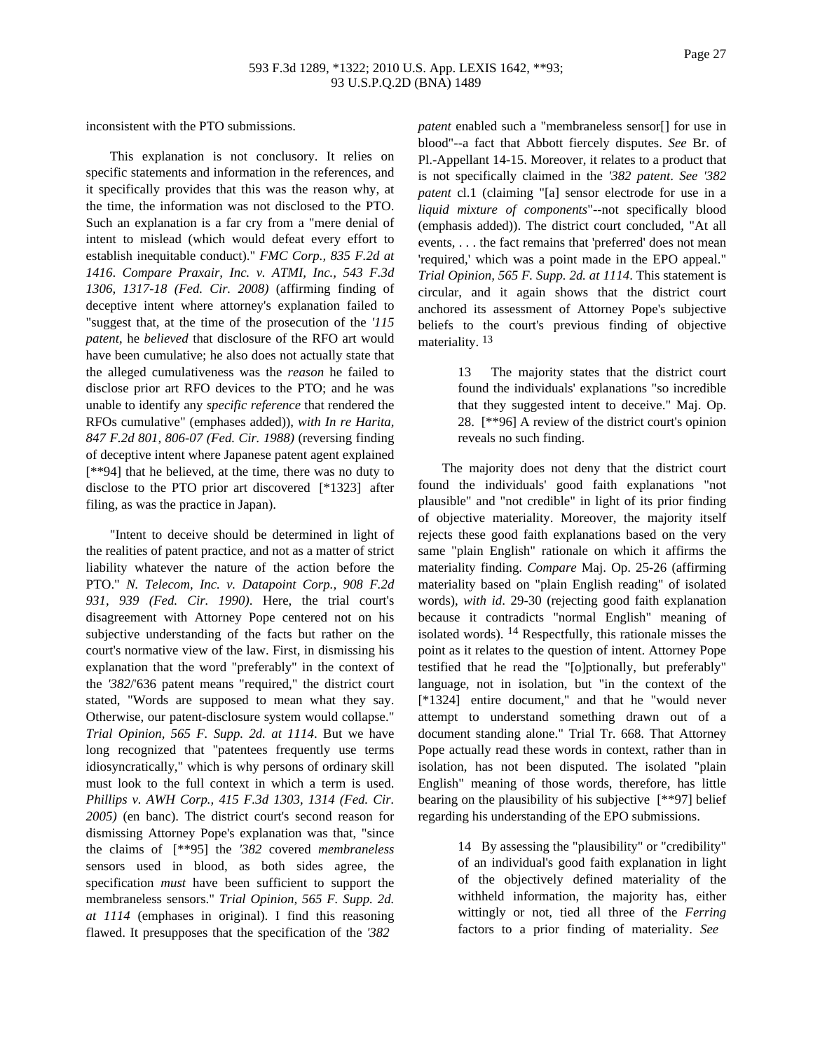inconsistent with the PTO submissions.

This explanation is not conclusory. It relies on specific statements and information in the references, and it specifically provides that this was the reason why, at the time, the information was not disclosed to the PTO. Such an explanation is a far cry from a "mere denial of intent to mislead (which would defeat every effort to establish inequitable conduct)." *FMC Corp., 835 F.2d at 1416*. *Compare Praxair, Inc. v. ATMI, Inc., 543 F.3d 1306, 1317-18 (Fed. Cir. 2008)* (affirming finding of deceptive intent where attorney's explanation failed to "suggest that, at the time of the prosecution of the *'115 patent*, he *believed* that disclosure of the RFO art would have been cumulative; he also does not actually state that the alleged cumulativeness was the *reason* he failed to disclose prior art RFO devices to the PTO; and he was unable to identify any *specific reference* that rendered the RFOs cumulative" (emphases added)), *with In re Harita, 847 F.2d 801, 806-07 (Fed. Cir. 1988)* (reversing finding of deceptive intent where Japanese patent agent explained [**94] that he believed, at the time, there was no duty to disclose to the PTO prior art discovered [*1323] after filing, as was the practice in Japan).

"Intent to deceive should be determined in light of the realities of patent practice, and not as a matter of strict liability whatever the nature of the action before the PTO." *N. Telecom, Inc. v. Datapoint Corp., 908 F.2d 931, 939 (Fed. Cir. 1990)*. Here, the trial court's disagreement with Attorney Pope centered not on his subjective understanding of the facts but rather on the court's normative view of the law. First, in dismissing his explanation that the word "preferably" in the context of the *'382*/'636 patent means "required," the district court stated, "Words are supposed to mean what they say. Otherwise, our patent-disclosure system would collapse." *Trial Opinion, 565 F. Supp. 2d. at 1114*. But we have long recognized that "patentees frequently use terms idiosyncratically," which is why persons of ordinary skill must look to the full context in which a term is used. *Phillips v. AWH Corp., 415 F.3d 1303, 1314 (Fed. Cir. 2005)* (en banc). The district court's second reason for dismissing Attorney Pope's explanation was that, "since the claims of [**95] the *'382* covered *membraneless* sensors used in blood, as both sides agree, the specification *must* have been sufficient to support the membraneless sensors." *Trial Opinion, 565 F. Supp. 2d. at 1114* (emphases in original). I find this reasoning flawed. It presupposes that the specification of the *'382 patent* enabled such a "membraneless sensor[] for use in blood"--a fact that Abbott fiercely disputes. *See* Br. of Pl.-Appellant 14-15. Moreover, it relates to a product that is not specifically claimed in the *'382 patent*. *See '382 patent* cl.1 (claiming "[a] sensor electrode for use in a *liquid mixture of components*"--not specifically blood (emphasis added)). The district court concluded, "At all events, . . . the fact remains that 'preferred' does not mean 'required,' which was a point made in the EPO appeal." *Trial Opinion, 565 F. Supp. 2d. at 1114*. This statement is circular, and it again shows that the district court anchored its assessment of Attorney Pope's subjective beliefs to the court's previous finding of objective materiality. [13]

> 13 The majority states that the district court found the individuals' explanations "so incredible that they suggested intent to deceive." Maj. Op. 28. [**96] A review of the district court's opinion reveals no such finding.

The majority does not deny that the district court found the individuals' good faith explanations "not plausible" and "not credible" in light of its prior finding of objective materiality. Moreover, the majority itself rejects these good faith explanations based on the very same "plain English" rationale on which it affirms the materiality finding. *Compare* Maj. Op. 25-26 (affirming materiality based on "plain English reading" of isolated words), *with id*. 29-30 (rejecting good faith explanation because it contradicts "normal English" meaning of isolated words). [14] Respectfully, this rationale misses the point as it relates to the question of intent. Attorney Pope testified that he read the "[o]ptionally, but preferably" language, not in isolation, but "in the context of the [*1324] entire document," and that he "would never attempt to understand something drawn out of a document standing alone." Trial Tr. 668. That Attorney Pope actually read these words in context, rather than in isolation, has not been disputed. The isolated "plain English" meaning of those words, therefore, has little bearing on the plausibility of his subjective [**97] belief regarding his understanding of the EPO submissions.

> 14 By assessing the "plausibility" or "credibility" of an individual's good faith explanation in light of the objectively defined materiality of the withheld information, the majority has, either wittingly or not, tied all three of the *Ferring* factors to a prior finding of materiality. *See*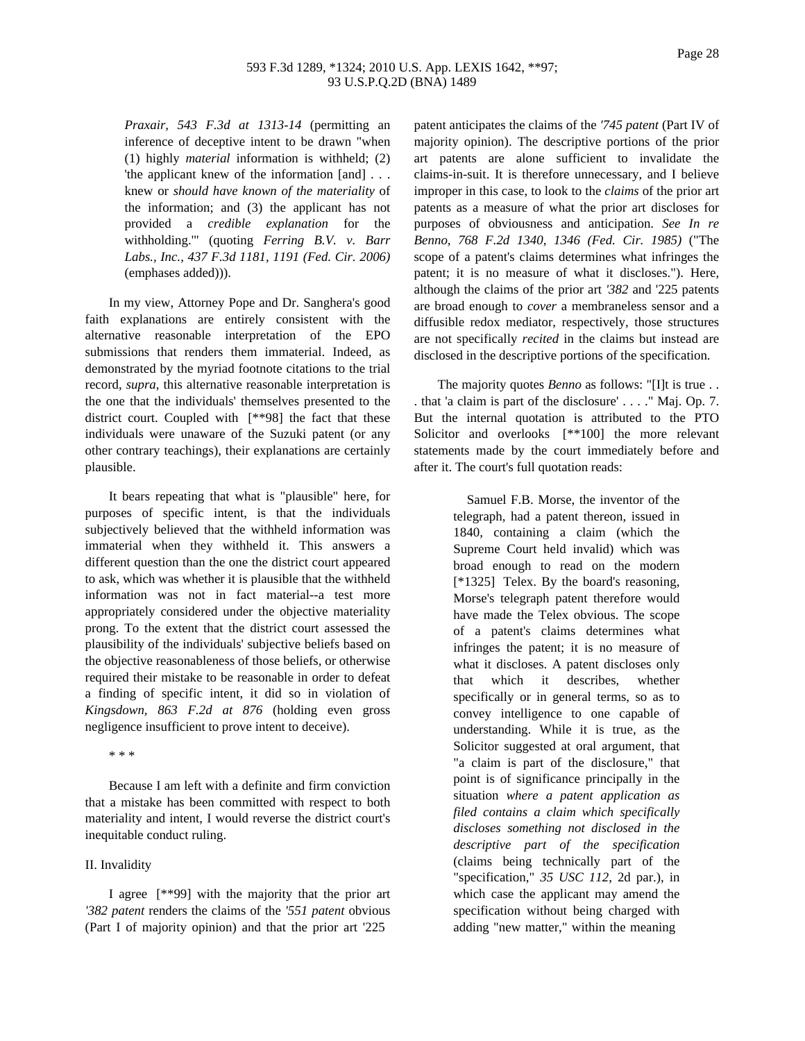*Praxair, 543 F.3d at 1313-14* (permitting an inference of deceptive intent to be drawn "when (1) highly *material* information is withheld; (2) 'the applicant knew of the information [and] . . . knew or *should have known of the materiality* of the information; and (3) the applicant has not provided a *credible explanation* for the withholding.'" (quoting *Ferring B.V. v. Barr Labs., Inc., 437 F.3d 1181, 1191 (Fed. Cir. 2006)* (emphases added))).

In my view, Attorney Pope and Dr. Sanghera's good faith explanations are entirely consistent with the alternative reasonable interpretation of the EPO submissions that renders them immaterial. Indeed, as demonstrated by the myriad footnote citations to the trial record, *supra*, this alternative reasonable interpretation is the one that the individuals' themselves presented to the district court. Coupled with [**98] the fact that these individuals were unaware of the Suzuki patent (or any other contrary teachings), their explanations are certainly plausible.

It bears repeating that what is "plausible" here, for purposes of specific intent, is that the individuals subjectively believed that the withheld information was immaterial when they withheld it. This answers a different question than the one the district court appeared to ask, which was whether it is plausible that the withheld information was not in fact material--a test more appropriately considered under the objective materiality prong. To the extent that the district court assessed the plausibility of the individuals' subjective beliefs based on the objective reasonableness of those beliefs, or otherwise required their mistake to be reasonable in order to defeat a finding of specific intent, it did so in violation of *Kingsdown, 863 F.2d at 876* (holding even gross negligence insufficient to prove intent to deceive).

\* \* \*

Because I am left with a definite and firm conviction that a mistake has been committed with respect to both materiality and intent, I would reverse the district court's inequitable conduct ruling.

II. Invalidity

I agree [**99] with the majority that the prior art *'382 patent* renders the claims of the *'551 patent* obvious (Part I of majority opinion) and that the prior art '225 patent anticipates the claims of the *'745 patent* (Part IV of majority opinion). The descriptive portions of the prior art patents are alone sufficient to invalidate the claims-in-suit. It is therefore unnecessary, and I believe improper in this case, to look to the *claims* of the prior art patents as a measure of what the prior art discloses for purposes of obviousness and anticipation. *See In re Benno, 768 F.2d 1340, 1346 (Fed. Cir. 1985)* ("The scope of a patent's claims determines what infringes the patent; it is no measure of what it discloses."). Here, although the claims of the prior art *'382* and '225 patents are broad enough to *cover* a membraneless sensor and a diffusible redox mediator, respectively, those structures are not specifically *recited* in the claims but instead are disclosed in the descriptive portions of the specification.

The majority quotes *Benno* as follows: "[I]t is true . . . that 'a claim is part of the disclosure' . . . ." Maj. Op. 7. But the internal quotation is attributed to the PTO Solicitor and overlooks [**100] the more relevant statements made by the court immediately before and after it. The court's full quotation reads:

> Samuel F.B. Morse, the inventor of the telegraph, had a patent thereon, issued in 1840, containing a claim (which the Supreme Court held invalid) which was broad enough to read on the modern [*1325] Telex. By the board's reasoning, Morse's telegraph patent therefore would have made the Telex obvious. The scope of a patent's claims determines what infringes the patent; it is no measure of what it discloses. A patent discloses only that which it describes, whether specifically or in general terms, so as to convey intelligence to one capable of understanding. While it is true, as the Solicitor suggested at oral argument, that "a claim is part of the disclosure," that point is of significance principally in the situation *where a patent application as filed contains a claim which specifically discloses something not disclosed in the descriptive part of the specification* (claims being technically part of the "specification," *35 USC 112*, 2d par.), in which case the applicant may amend the specification without being charged with adding "new matter," within the meaning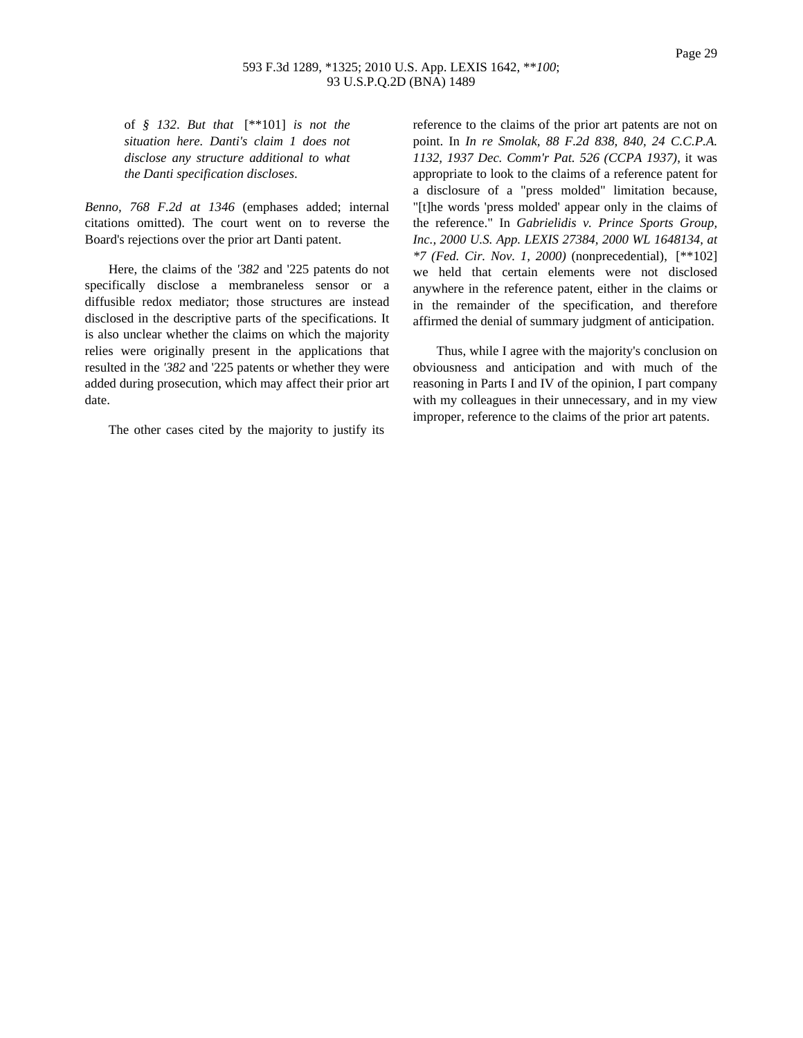*of § 132. But that* [**101] *is not the situation here. Danti's claim 1 does not disclose any structure additional to what the Danti specification discloses.*

*Benno, 768 F.2d at 1346* (emphases added; internal citations omitted). The court went on to reverse the Board's rejections over the prior art Danti patent.

Here, the claims of the *'382* and '225 patents do not specifically disclose a membraneless sensor or a diffusible redox mediator; those structures are instead disclosed in the descriptive parts of the specifications. It is also unclear whether the claims on which the majority relies were originally present in the applications that resulted in the *'382* and '225 patents or whether they were added during prosecution, which may affect their prior art date.

The other cases cited by the majority to justify its reference to the claims of the prior art patents are not on point. In *In re Smolak, 88 F.2d 838, 840, 24 C.C.P.A. 1132, 1937 Dec. Comm'r Pat. 526 (CCPA 1937)*, it was appropriate to look to the claims of a reference patent for a disclosure of a "press molded" limitation because, "[t]he words 'press molded' appear only in the claims of the reference." In *Gabrielidis v. Prince Sports Group, Inc., 2000 U.S. App. LEXIS 27384, 2000 WL 1648134, at *7 (Fed. Cir. Nov. 1, 2000)* (nonprecedential), [**102] we held that certain elements were not disclosed anywhere in the reference patent, either in the claims or in the remainder of the specification, and therefore affirmed the denial of summary judgment of anticipation.

Thus, while I agree with the majority's conclusion on obviousness and anticipation and with much of the reasoning in Parts I and IV of the opinion, I part company with my colleagues in their unnecessary, and in my view improper, reference to the claims of the prior art patents.